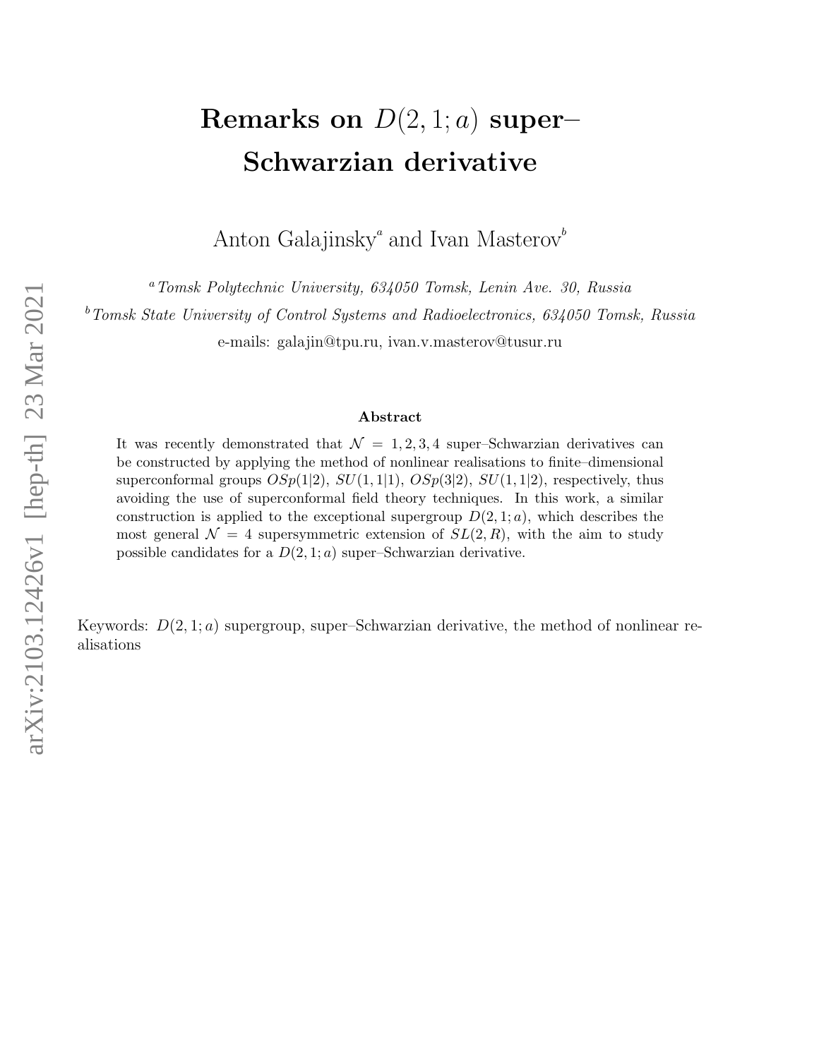# Remarks on $D(2,1;a)$ super–Schwarzian derivative

Anton Galajinsky[a] and Ivan Masterov[b]

[a] *Tomsk Polytechnic University, 634050 Tomsk, Lenin Ave. 30, Russia*

[b] *Tomsk State University of Control Systems and Radioelectronics, 634050 Tomsk, Russia*

e-mails: galajin@tpu.ru, ivan.v.masterov@tusur.ru

### Abstract

It was recently demonstrated that $\mathcal{N} = 1, 2, 3, 4$ super–Schwarzian derivatives can be constructed by applying the method of nonlinear realisations to finite–dimensional superconformal groups $OSp(1|2)$, $SU(1,1|1)$, $OSp(3|2)$, $SU(1,1|2)$, respectively, thus avoiding the use of superconformal field theory techniques. In this work, a similar construction is applied to the exceptional supergroup $D(2,1;a)$, which describes the most general $\mathcal{N} = 4$ supersymmetric extension of $SL(2,R)$, with the aim to study possible candidates for a $D(2,1;a)$ super–Schwarzian derivative.

Keywords: $D(2,1;a)$ supergroup, super–Schwarzian derivative, the method of nonlinear realisations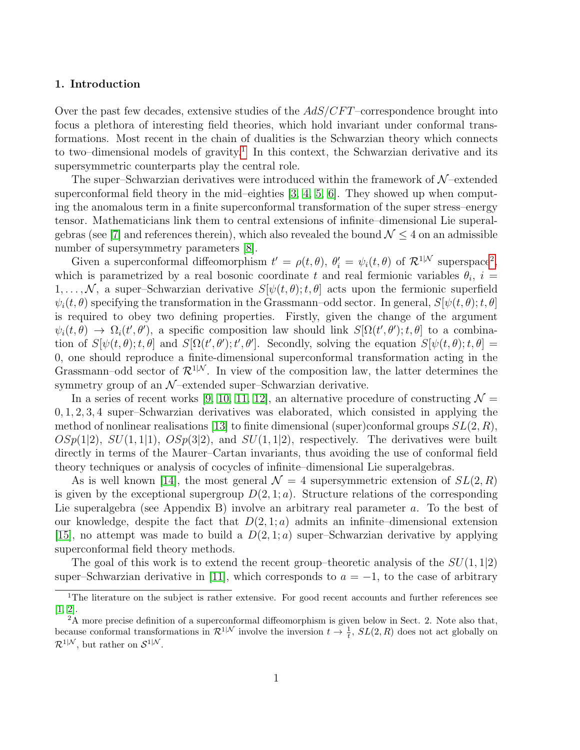## 1. Introduction

Over the past few decades, extensive studies of the $AdS/CFT$–correspondence brought into focus a plethora of interesting field theories, which hold invariant under conformal transformations. Most recent in the chain of dualities is the Schwarzian theory which connects to two–dimensional models of gravity.[1] In this context, the Schwarzian derivative and its supersymmetric counterparts play the central role.

The super–Schwarzian derivatives were introduced within the framework of $\mathcal{N}$–extended superconformal field theory in the mid–eighties [3, 4, 5, 6]. They showed up when computing the anomalous term in a finite superconformal transformation of the super stress–energy tensor. Mathematicians link them to central extensions of infinite–dimensional Lie superalgebras (see [7] and references therein), which also revealed the bound $\mathcal{N} \leq 4$ on an admissible number of supersymmetry parameters [8].

Given a superconformal diffeomorphism $t' = \rho(t, \theta)$, $\theta'_i = \psi_i(t, \theta)$ of $\mathcal{R}^{1|\mathcal{N}}$ superspace[2], which is parametrized by a real bosonic coordinate $t$ and real fermionic variables $\theta_i$, $i = 1, \dots, \mathcal{N}$, a super–Schwarzian derivative $S[\psi(t, \theta); t, \theta]$ acts upon the fermionic superfield $\psi_i(t, \theta)$ specifying the transformation in the Grassmann–odd sector. In general, $S[\psi(t, \theta); t, \theta]$ is required to obey two defining properties. Firstly, given the change of the argument $\psi_i(t, \theta) \rightarrow \Omega_i(t', \theta')$, a specific composition law should link $S[\Omega(t', \theta'); t, \theta]$ to a combination of $S[\psi(t, \theta); t, \theta]$ and $S[\Omega(t', \theta'); t', \theta']$. Secondly, solving the equation $S[\psi(t, \theta); t, \theta] = 0$, one should reproduce a finite-dimensional superconformal transformation acting in the Grassmann–odd sector of $\mathcal{R}^{1|\mathcal{N}}$. In view of the composition law, the latter determines the symmetry group of an $\mathcal{N}$–extended super–Schwarzian derivative.

In a series of recent works [9, 10, 11, 12], an alternative procedure of constructing $\mathcal{N} = 0, 1, 2, 3, 4$ super–Schwarzian derivatives was elaborated, which consisted in applying the method of nonlinear realisations [13] to finite dimensional (super)conformal groups $SL(2, R)$, $OSp(1|2)$, $SU(1, 1|1)$, $OSp(3|2)$, and $SU(1, 1|2)$, respectively. The derivatives were built directly in terms of the Maurer–Cartan invariants, thus avoiding the use of conformal field theory techniques or analysis of cocycles of infinite–dimensional Lie superalgebras.

As is well known [14], the most general $\mathcal{N} = 4$ supersymmetric extension of $SL(2, R)$ is given by the exceptional supergroup $D(2, 1; a)$. Structure relations of the corresponding Lie superalgebra (see Appendix B) involve an arbitrary real parameter $a$. To the best of our knowledge, despite the fact that $D(2, 1; a)$ admits an infinite–dimensional extension [15], no attempt was made to build a $D(2, 1; a)$ super–Schwarzian derivative by applying superconformal field theory methods.

The goal of this work is to extend the recent group–theoretic analysis of the $SU(1, 1|2)$ super–Schwarzian derivative in [11], which corresponds to $a = -1$, to the case of arbitrary

[1] The literature on the subject is rather extensive. For good recent accounts and further references see [1, 2].

[2] A more precise definition of a superconformal diffeomorphism is given below in Sect. 2. Note also that, because conformal transformations in $\mathcal{R}^{1|\mathcal{N}}$ involve the inversion $t \rightarrow \frac{1}{t}$, $SL(2, R)$ does not act globally on $\mathcal{R}^{1|\mathcal{N}}$, but rather on $\mathcal{S}^{1|\mathcal{N}}$.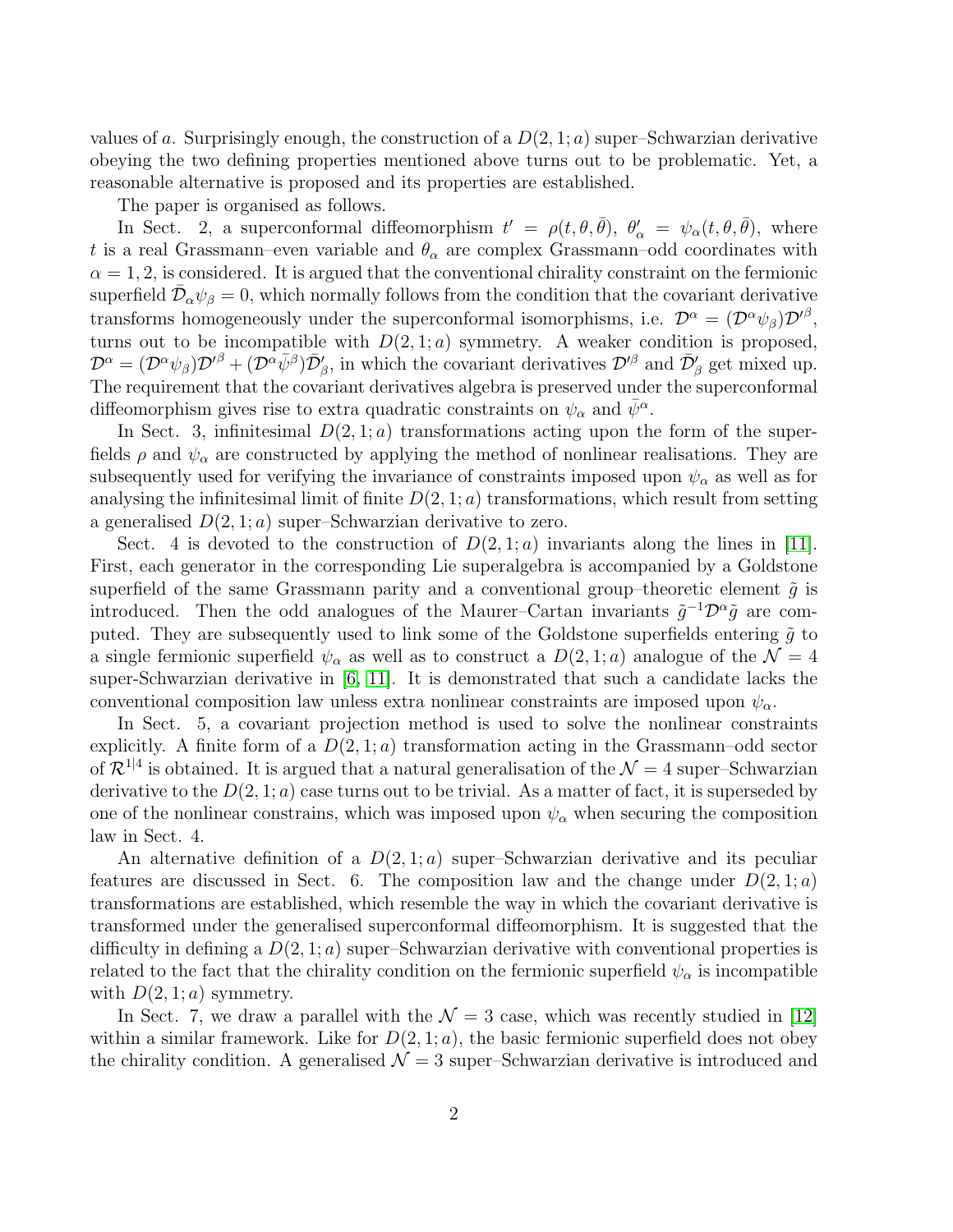values of $a$. Surprisingly enough, the construction of a $D(2,1;a)$ super–Schwarzian derivative obeying the two defining properties mentioned above turns out to be problematic. Yet, a reasonable alternative is proposed and its properties are established.

The paper is organised as follows.

In Sect. 2, a superconformal diffeomorphism $t' = \rho(t,\theta,\bar{\theta})$, $\theta'_\alpha = \psi_\alpha(t,\theta,\bar{\theta})$, where $t$ is a real Grassmann–even variable and $\theta_\alpha$ are complex Grassmann–odd coordinates with $\alpha = 1,2$, is considered. It is argued that the conventional chirality constraint on the fermionic superfield $\bar{\mathcal{D}}_\alpha \psi_\beta = 0$, which normally follows from the condition that the covariant derivative transforms homogeneously under the superconformal isomorphisms, i.e. $\mathcal{D}^\alpha = (\mathcal{D}^\alpha \psi_\beta)\mathcal{D}'^\beta$, turns out to be incompatible with $D(2,1;a)$ symmetry. A weaker condition is proposed, $\mathcal{D}^\alpha = (\mathcal{D}^\alpha \psi_\beta)\mathcal{D}'^\beta + (\mathcal{D}^\alpha \bar{\psi}^\beta)\bar{\mathcal{D}}'_\beta$, in which the covariant derivatives $\mathcal{D}'^\beta$ and $\bar{\mathcal{D}}'_\beta$ get mixed up. The requirement that the covariant derivatives algebra is preserved under the superconformal diffeomorphism gives rise to extra quadratic constraints on $\psi_\alpha$ and $\bar{\psi}^\alpha$.

In Sect. 3, infinitesimal $D(2,1;a)$ transformations acting upon the form of the superfields $\rho$ and $\psi_\alpha$ are constructed by applying the method of nonlinear realisations. They are subsequently used for verifying the invariance of constraints imposed upon $\psi_\alpha$ as well as for analysing the infinitesimal limit of finite $D(2,1;a)$ transformations, which result from setting a generalised $D(2,1;a)$ super–Schwarzian derivative to zero.

Sect. 4 is devoted to the construction of $D(2,1;a)$ invariants along the lines in [11]. First, each generator in the corresponding Lie superalgebra is accompanied by a Goldstone superfield of the same Grassmann parity and a conventional group–theoretic element $\tilde{g}$ is introduced. Then the odd analogues of the Maurer–Cartan invariants $\tilde{g}^{-1}\mathcal{D}^\alpha \tilde{g}$ are computed. They are subsequently used to link some of the Goldstone superfields entering $\tilde{g}$ to a single fermionic superfield $\psi_\alpha$ as well as to construct a $D(2,1;a)$ analogue of the $\mathcal{N}=4$ super-Schwarzian derivative in [6, 11]. It is demonstrated that such a candidate lacks the conventional composition law unless extra nonlinear constraints are imposed upon $\psi_\alpha$.

In Sect. 5, a covariant projection method is used to solve the nonlinear constraints explicitly. A finite form of a $D(2,1;a)$ transformation acting in the Grassmann–odd sector of $\mathcal{R}^{1|4}$ is obtained. It is argued that a natural generalisation of the $\mathcal{N}=4$ super–Schwarzian derivative to the $D(2,1;a)$ case turns out to be trivial. As a matter of fact, it is superseded by one of the nonlinear constrains, which was imposed upon $\psi_\alpha$ when securing the composition law in Sect. 4.

An alternative definition of a $D(2,1;a)$ super–Schwarzian derivative and its peculiar features are discussed in Sect. 6. The composition law and the change under $D(2,1;a)$ transformations are established, which resemble the way in which the covariant derivative is transformed under the generalised superconformal diffeomorphism. It is suggested that the difficulty in defining a $D(2,1;a)$ super–Schwarzian derivative with conventional properties is related to the fact that the chirality condition on the fermionic superfield $\psi_\alpha$ is incompatible with $D(2,1;a)$ symmetry.

In Sect. 7, we draw a parallel with the $\mathcal{N}=3$ case, which was recently studied in [12] within a similar framework. Like for $D(2,1;a)$, the basic fermionic superfield does not obey the chirality condition. A generalised $\mathcal{N}=3$ super–Schwarzian derivative is introduced and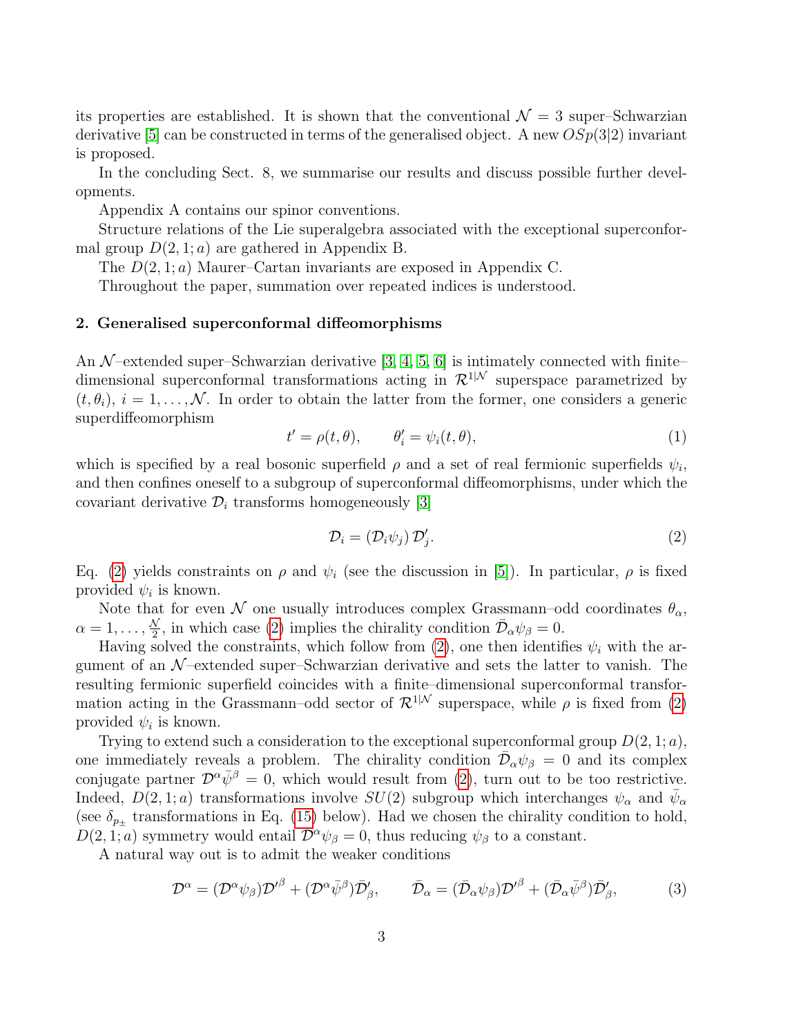its properties are established. It is shown that the conventional $\mathcal{N}=3$ super–Schwarzian derivative [5] can be constructed in terms of the generalised object. A new $OSp(3|2)$ invariant is proposed.

In the concluding Sect. 8, we summarise our results and discuss possible further developments.

Appendix A contains our spinor conventions.

Structure relations of the Lie superalgebra associated with the exceptional superconformal group $D(2,1;a)$ are gathered in Appendix B.

The $D(2,1;a)$ Maurer–Cartan invariants are exposed in Appendix C.

Throughout the paper, summation over repeated indices is understood.

## 2. Generalised superconformal diffeomorphisms

An $\mathcal{N}$–extended super–Schwarzian derivative [3, 4, 5, 6] is intimately connected with finite–dimensional superconformal transformations acting in $\mathcal{R}^{1|\mathcal{N}}$ superspace parametrized by $(t,\theta_i)$, $i=1,\ldots,\mathcal{N}$. In order to obtain the latter from the former, one considers a generic superdiffeomorphism

$$t'=\rho(t,\theta), \qquad \theta'_i=\psi_i(t,\theta), \tag{1}$$

which is specified by a real bosonic superfield $\rho$ and a set of real fermionic superfields $\psi_i$, and then confines oneself to a subgroup of superconformal diffeomorphisms, under which the covariant derivative $\mathcal{D}_i$ transforms homogeneously [3]

$$\mathcal{D}_i=(\mathcal{D}_i\psi_j)\,\mathcal{D}'_j. \tag{2}$$

Eq. (2) yields constraints on $\rho$ and $\psi_i$ (see the discussion in [5]). In particular, $\rho$ is fixed provided $\psi_i$ is known.

Note that for even $\mathcal{N}$ one usually introduces complex Grassmann–odd coordinates $\theta_\alpha$, $\alpha=1,\ldots,\frac{\mathcal{N}}{2}$, in which case (2) implies the chirality condition $\bar{\mathcal{D}}_\alpha\psi_\beta=0$.

Having solved the constraints, which follow from (2), one then identifies $\psi_i$ with the argument of an $\mathcal{N}$–extended super–Schwarzian derivative and sets the latter to vanish. The resulting fermionic superfield coincides with a finite–dimensional superconformal transformation acting in the Grassmann–odd sector of $\mathcal{R}^{1|\mathcal{N}}$ superspace, while $\rho$ is fixed from (2) provided $\psi_i$ is known.

Trying to extend such a consideration to the exceptional superconformal group $D(2,1;a)$, one immediately reveals a problem. The chirality condition $\bar{\mathcal{D}}_\alpha\psi_\beta=0$ and its complex conjugate partner $\mathcal{D}^\alpha\bar{\psi}^\beta=0$, which would result from (2), turn out to be too restrictive. Indeed, $D(2,1;a)$ transformations involve $SU(2)$ subgroup which interchanges $\psi_\alpha$ and $\bar{\psi}_\alpha$ (see $\delta_{p_\pm}$ transformations in Eq. (15) below). Had we chosen the chirality condition to hold, $D(2,1;a)$ symmetry would entail $\mathcal{D}^\alpha\psi_\beta=0$, thus reducing $\psi_\beta$ to a constant.

A natural way out is to admit the weaker conditions

$$\mathcal{D}^\alpha=(\mathcal{D}^\alpha\psi_\beta)\mathcal{D}'^{\beta}+(\mathcal{D}^\alpha\bar{\psi}^\beta)\bar{\mathcal{D}}'_\beta, \qquad \bar{\mathcal{D}}_\alpha=(\bar{\mathcal{D}}_\alpha\psi_\beta)\mathcal{D}'^{\beta}+(\bar{\mathcal{D}}_\alpha\bar{\psi}^\beta)\bar{\mathcal{D}}'_\beta, \tag{3}$$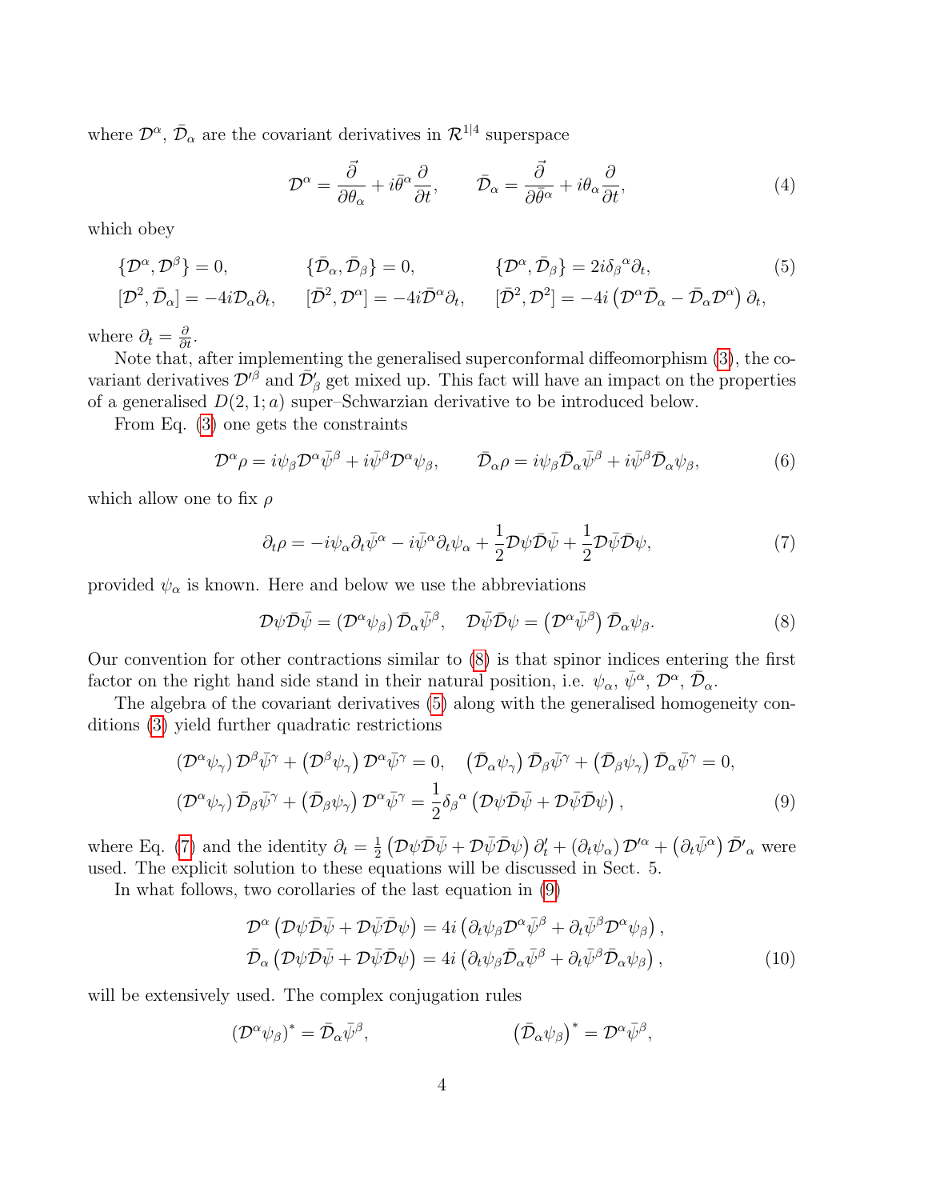where $\mathcal{D}^\alpha$, $\bar{\mathcal{D}}_\alpha$ are the covariant derivatives in $\mathcal{R}^{1|4}$ superspace

$$\mathcal{D}^\alpha = \frac{\vec{\partial}}{\partial\theta_\alpha} + i\bar{\theta}^\alpha \frac{\partial}{\partial t}, \qquad \bar{\mathcal{D}}_\alpha = \frac{\vec{\partial}}{\partial\bar{\theta}^\alpha} + i\theta_\alpha \frac{\partial}{\partial t}, \tag{4}$$

which obey

$$\begin{aligned}
&\{\mathcal{D}^\alpha, \mathcal{D}^\beta\} = 0, \qquad && \{\bar{\mathcal{D}}_\alpha, \bar{\mathcal{D}}_\beta\} = 0, \qquad && \{\mathcal{D}^\alpha, \bar{\mathcal{D}}_\beta\} = 2i\delta_\beta{}^\alpha \partial_t, \\
&[\mathcal{D}^2, \bar{\mathcal{D}}_\alpha] = -4i\mathcal{D}_\alpha\partial_t, \qquad && [\bar{\mathcal{D}}^2, \mathcal{D}^\alpha] = -4i\bar{\mathcal{D}}^\alpha\partial_t, \qquad && [\bar{\mathcal{D}}^2, \mathcal{D}^2] = -4i\left(\mathcal{D}^\alpha\bar{\mathcal{D}}_\alpha - \bar{\mathcal{D}}_\alpha\mathcal{D}^\alpha\right)\partial_t,
\end{aligned} \tag{5}$$

where $\partial_t = \frac{\partial}{\partial t}$.

Note that, after implementing the generalised superconformal diffeomorphism (3), the covariant derivatives $\mathcal{D}'^\beta$ and $\bar{\mathcal{D}}'_\beta$ get mixed up. This fact will have an impact on the properties of a generalised $D(2,1;a)$ super–Schwarzian derivative to be introduced below.

From Eq. (3) one gets the constraints

$$\mathcal{D}^\alpha\rho = i\psi_\beta\mathcal{D}^\alpha\bar{\psi}^\beta + i\bar{\psi}^\beta\mathcal{D}^\alpha\psi_\beta, \qquad \bar{\mathcal{D}}_\alpha\rho = i\psi_\beta\bar{\mathcal{D}}_\alpha\bar{\psi}^\beta + i\bar{\psi}^\beta\bar{\mathcal{D}}_\alpha\psi_\beta, \tag{6}$$

which allow one to fix $\rho$

$$\partial_t\rho = -i\psi_\alpha\partial_t\bar{\psi}^\alpha - i\bar{\psi}^\alpha\partial_t\psi_\alpha + \frac{1}{2}\mathcal{D}\psi\bar{\mathcal{D}}\bar{\psi} + \frac{1}{2}\mathcal{D}\bar{\psi}\bar{\mathcal{D}}\psi, \tag{7}$$

provided $\psi_\alpha$ is known. Here and below we use the abbreviations

$$\mathcal{D}\psi\bar{\mathcal{D}}\bar{\psi} = \left(\mathcal{D}^\alpha\psi_\beta\right)\bar{\mathcal{D}}_\alpha\bar{\psi}^\beta, \quad \mathcal{D}\bar{\psi}\bar{\mathcal{D}}\psi = \left(\mathcal{D}^\alpha\bar{\psi}^\beta\right)\bar{\mathcal{D}}_\alpha\psi_\beta. \tag{8}$$

Our convention for other contractions similar to (8) is that spinor indices entering the first factor on the right hand side stand in their natural position, i.e. $\psi_\alpha$, $\bar{\psi}^\alpha$, $\mathcal{D}^\alpha$, $\bar{\mathcal{D}}_\alpha$.

The algebra of the covariant derivatives (5) along with the generalised homogeneity conditions (3) yield further quadratic restrictions

$$\begin{aligned}
&\left(\mathcal{D}^\alpha\psi_\gamma\right)\mathcal{D}^\beta\bar{\psi}^\gamma + \left(\mathcal{D}^\beta\psi_\gamma\right)\mathcal{D}^\alpha\bar{\psi}^\gamma = 0, \quad \left(\bar{\mathcal{D}}_\alpha\psi_\gamma\right)\bar{\mathcal{D}}_\beta\bar{\psi}^\gamma + \left(\bar{\mathcal{D}}_\beta\psi_\gamma\right)\bar{\mathcal{D}}_\alpha\bar{\psi}^\gamma = 0, \\
&\left(\mathcal{D}^\alpha\psi_\gamma\right)\bar{\mathcal{D}}_\beta\bar{\psi}^\gamma + \left(\bar{\mathcal{D}}_\beta\psi_\gamma\right)\mathcal{D}^\alpha\bar{\psi}^\gamma = \frac{1}{2}\delta_\beta{}^\alpha\left(\mathcal{D}\psi\bar{\mathcal{D}}\bar{\psi} + \mathcal{D}\bar{\psi}\bar{\mathcal{D}}\psi\right),
\end{aligned} \tag{9}$$

where Eq. (7) and the identity $\partial_t = \frac{1}{2}\left(\mathcal{D}\psi\bar{\mathcal{D}}\bar{\psi} + \mathcal{D}\bar{\psi}\bar{\mathcal{D}}\psi\right)\partial'_t + \left(\partial_t\psi_\alpha\right)\mathcal{D}'^\alpha + \left(\partial_t\bar{\psi}^\alpha\right)\bar{\mathcal{D}}'_\alpha$ were used. The explicit solution to these equations will be discussed in Sect. 5.

In what follows, two corollaries of the last equation in (9)

$$\begin{aligned}
\mathcal{D}^\alpha\left(\mathcal{D}\psi\bar{\mathcal{D}}\bar{\psi} + \mathcal{D}\bar{\psi}\bar{\mathcal{D}}\psi\right) &= 4i\left(\partial_t\psi_\beta\mathcal{D}^\alpha\bar{\psi}^\beta + \partial_t\bar{\psi}^\beta\mathcal{D}^\alpha\psi_\beta\right), \\
\bar{\mathcal{D}}_\alpha\left(\mathcal{D}\psi\bar{\mathcal{D}}\bar{\psi} + \mathcal{D}\bar{\psi}\bar{\mathcal{D}}\psi\right) &= 4i\left(\partial_t\psi_\beta\bar{\mathcal{D}}_\alpha\bar{\psi}^\beta + \partial_t\bar{\psi}^\beta\bar{\mathcal{D}}_\alpha\psi_\beta\right),
\end{aligned} \tag{10}$$

will be extensively used. The complex conjugation rules

$$\left(\mathcal{D}^\alpha\psi_\beta\right)^* = \bar{\mathcal{D}}_\alpha\bar{\psi}^\beta, \qquad\qquad \left(\bar{\mathcal{D}}_\alpha\psi_\beta\right)^* = \mathcal{D}^\alpha\bar{\psi}^\beta,$$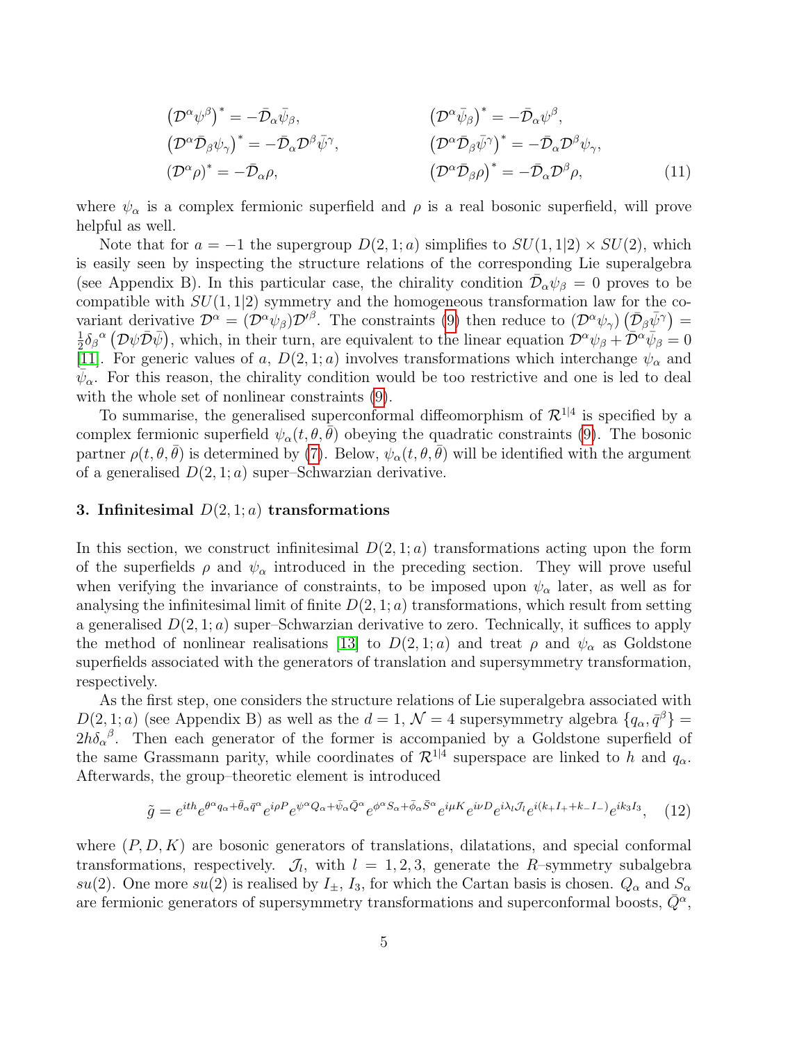$$
\begin{aligned}
&\left(\mathcal{D}^\alpha \psi^\beta\right)^* = -\bar{\mathcal{D}}_\alpha \bar{\psi}_\beta, && \left(\mathcal{D}^\alpha \bar{\psi}_\beta\right)^* = -\bar{\mathcal{D}}_\alpha \psi^\beta, \\
&\left(\mathcal{D}^\alpha \bar{\mathcal{D}}_\beta \psi_\gamma\right)^* = -\bar{\mathcal{D}}_\alpha \mathcal{D}^\beta \bar{\psi}^\gamma, && \left(\mathcal{D}^\alpha \bar{\mathcal{D}}_\beta \bar{\psi}^\gamma\right)^* = -\bar{\mathcal{D}}_\alpha \mathcal{D}^\beta \psi_\gamma, \\
&\left(\mathcal{D}^\alpha \rho\right)^* = -\bar{\mathcal{D}}_\alpha \rho, && \left(\mathcal{D}^\alpha \bar{\mathcal{D}}_\beta \rho\right)^* = -\bar{\mathcal{D}}_\alpha \mathcal{D}^\beta \rho,
\end{aligned}
\tag{11}
$$

where $\psi_\alpha$ is a complex fermionic superfield and $\rho$ is a real bosonic superfield, will prove helpful as well.

Note that for $a = -1$ the supergroup $D(2,1;a)$ simplifies to $SU(1,1|2) \times SU(2)$, which is easily seen by inspecting the structure relations of the corresponding Lie superalgebra (see Appendix B). In this particular case, the chirality condition $\bar{\mathcal{D}}_\alpha \psi_\beta = 0$ proves to be compatible with $SU(1,1|2)$ symmetry and the homogeneous transformation law for the covariant derivative $\mathcal{D}^\alpha = (\mathcal{D}^\alpha \psi_\beta)\mathcal{D}'^\beta$. The constraints (9) then reduce to $(\mathcal{D}^\alpha \psi_\gamma)\left(\bar{\mathcal{D}}_\beta \bar{\psi}^\gamma\right) = \frac{1}{2}\delta_\beta{}^\alpha \left(\mathcal{D}\psi \bar{\mathcal{D}}\bar{\psi}\right)$, which, in their turn, are equivalent to the linear equation $\mathcal{D}^\alpha \psi_\beta + \bar{\mathcal{D}}^\alpha \bar{\psi}_\beta = 0$ [11]. For generic values of $a$, $D(2,1;a)$ involves transformations which interchange $\psi_\alpha$ and $\bar{\psi}_\alpha$. For this reason, the chirality condition would be too restrictive and one is led to deal with the whole set of nonlinear constraints (9).

To summarise, the generalised superconformal diffeomorphism of $\mathcal{R}^{1|4}$ is specified by a complex fermionic superfield $\psi_\alpha(t,\theta,\bar{\theta})$ obeying the quadratic constraints (9). The bosonic partner $\rho(t,\theta,\bar{\theta})$ is determined by (7). Below, $\psi_\alpha(t,\theta,\bar{\theta})$ will be identified with the argument of a generalised $D(2,1;a)$ super–Schwarzian derivative.

### 3. Infinitesimal $D(2,1;a)$ transformations

In this section, we construct infinitesimal $D(2,1;a)$ transformations acting upon the form of the superfields $\rho$ and $\psi_\alpha$ introduced in the preceding section. They will prove useful when verifying the invariance of constraints, to be imposed upon $\psi_\alpha$ later, as well as for analysing the infinitesimal limit of finite $D(2,1;a)$ transformations, which result from setting a generalised $D(2,1;a)$ super–Schwarzian derivative to zero. Technically, it suffices to apply the method of nonlinear realisations [13] to $D(2,1;a)$ and treat $\rho$ and $\psi_\alpha$ as Goldstone superfields associated with the generators of translation and supersymmetry transformation, respectively.

As the first step, one considers the structure relations of Lie superalgebra associated with $D(2,1;a)$ (see Appendix B) as well as the $d=1$, $\mathcal{N}=4$ supersymmetry algebra $\{q_\alpha, \bar{q}^\beta\} = 2h\delta_\alpha{}^\beta$. Then each generator of the former is accompanied by a Goldstone superfield of the same Grassmann parity, while coordinates of $\mathcal{R}^{1|4}$ superspace are linked to $h$ and $q_\alpha$. Afterwards, the group–theoretic element is introduced

$$
\tilde{g} = e^{ith} e^{\theta^\alpha q_\alpha + \bar{\theta}_\alpha \bar{q}^\alpha} e^{i\rho P} e^{\psi^\alpha Q_\alpha + \bar{\psi}_\alpha \bar{Q}^\alpha} e^{\phi^\alpha S_\alpha + \bar{\phi}_\alpha \bar{S}^\alpha} e^{i\mu K} e^{i\nu D} e^{i\lambda_l \mathcal{J}_l} e^{i(k_+ I_+ + k_- I_-)} e^{ik_3 I_3}, \tag{12}
$$

where $(P, D, K)$ are bosonic generators of translations, dilatations, and special conformal transformations, respectively. $\mathcal{J}_l$, with $l = 1,2,3$, generate the $R$–symmetry subalgebra $su(2)$. One more $su(2)$ is realised by $I_\pm$, $I_3$, for which the Cartan basis is chosen. $Q_\alpha$ and $S_\alpha$ are fermionic generators of supersymmetry transformations and superconformal boosts, $\bar{Q}^\alpha$,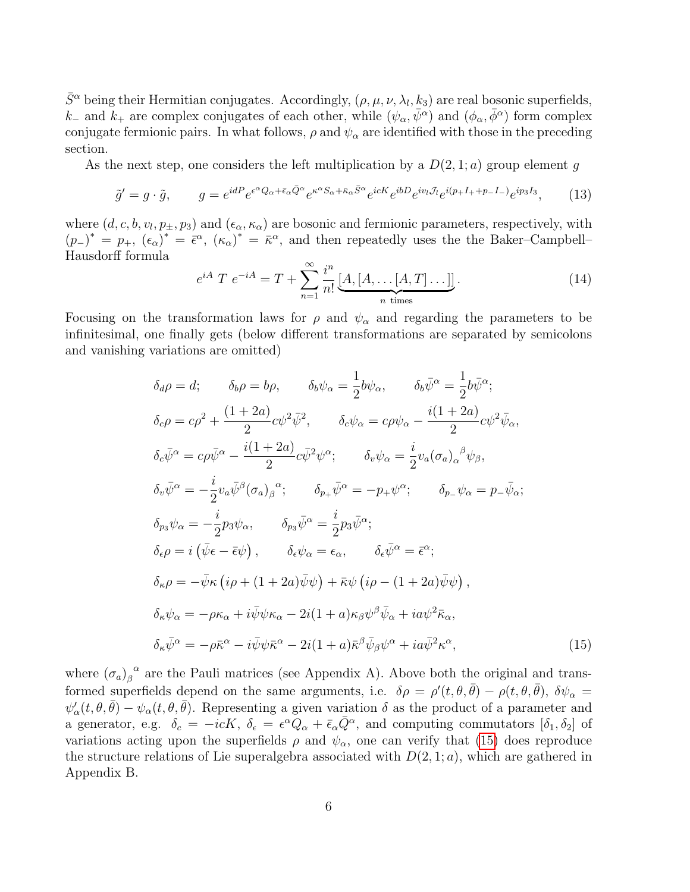$\bar{S}^\alpha$ being their Hermitian conjugates. Accordingly, $(\rho, \mu, \nu, \lambda_l, k_3)$ are real bosonic superfields, $k_-$ and $k_+$ are complex conjugates of each other, while $(\psi_\alpha, \bar{\psi}^\alpha)$ and $(\phi_\alpha, \bar{\phi}^\alpha)$ form complex conjugate fermionic pairs. In what follows, $\rho$ and $\psi_\alpha$ are identified with those in the preceding section.

As the next step, one considers the left multiplication by a $D(2,1;a)$ group element $g$

$$
\tilde{g}' = g \cdot \tilde{g}, \qquad g = e^{idP} e^{\epsilon^\alpha Q_\alpha + \bar{\epsilon}_\alpha \bar{Q}^\alpha} e^{\kappa^\alpha S_\alpha + \bar{\kappa}_\alpha \bar{S}^\alpha} e^{icK} e^{ibD} e^{iv_l \mathcal{J}_l} e^{i(p_+ I_+ + p_- I_-)} e^{ip_3 I_3}, \tag{13}
$$

where $(d, c, b, v_l, p_\pm, p_3)$ and $(\epsilon_\alpha, \kappa_\alpha)$ are bosonic and fermionic parameters, respectively, with $(p_-)^* = p_+$, $(\epsilon_\alpha)^* = \bar{\epsilon}^\alpha$, $(\kappa_\alpha)^* = \bar{\kappa}^\alpha$, and then repeatedly uses the the Baker–Campbell–Hausdorff formula

$$
e^{iA}\, T\, e^{-iA} = T + \sum_{n=1}^{\infty} \frac{i^n}{n!} \underbrace{[A,[A,\dots[A,T]\dots]]}_{n \text{ times}}. \tag{14}
$$

Focusing on the transformation laws for $\rho$ and $\psi_\alpha$ and regarding the parameters to be infinitesimal, one finally gets (below different transformations are separated by semicolons and vanishing variations are omitted)

$$
\begin{aligned}
&\delta_d \rho = d; \qquad \delta_b \rho = b\rho, \qquad \delta_b \psi_\alpha = \frac{1}{2} b \psi_\alpha, \qquad \delta_b \bar{\psi}^\alpha = \frac{1}{2} b \bar{\psi}^\alpha; \\
&\delta_c \rho = c\rho^2 + \frac{(1+2a)}{2} c \psi^2 \bar{\psi}^2, \qquad \delta_c \psi_\alpha = c\rho\psi_\alpha - \frac{i(1+2a)}{2} c \psi^2 \bar{\psi}_\alpha, \\
&\delta_c \bar{\psi}^\alpha = c\rho\bar{\psi}^\alpha - \frac{i(1+2a)}{2} c \bar{\psi}^2 \psi^\alpha; \qquad \delta_v \psi_\alpha = \frac{i}{2} v_a (\sigma_a)_\alpha{}^\beta \psi_\beta, \\
&\delta_v \bar{\psi}^\alpha = -\frac{i}{2} v_a \bar{\psi}^\beta (\sigma_a)_\beta{}^\alpha; \qquad \delta_{p_+} \bar{\psi}^\alpha = -p_+ \psi^\alpha; \qquad \delta_{p_-} \psi_\alpha = p_- \bar{\psi}_\alpha; \\
&\delta_{p_3} \psi_\alpha = -\frac{i}{2} p_3 \psi_\alpha, \qquad \delta_{p_3} \bar{\psi}^\alpha = \frac{i}{2} p_3 \bar{\psi}^\alpha; \\
&\delta_\epsilon \rho = i\left(\bar{\psi}\epsilon - \bar{\epsilon}\psi\right), \qquad \delta_\epsilon \psi_\alpha = \epsilon_\alpha, \qquad \delta_\epsilon \bar{\psi}^\alpha = \bar{\epsilon}^\alpha; \\
&\delta_\kappa \rho = -\bar{\psi}\kappa\left(i\rho + (1+2a)\bar{\psi}\psi\right) + \bar{\kappa}\psi\left(i\rho - (1+2a)\bar{\psi}\psi\right), \\
&\delta_\kappa \psi_\alpha = -\rho\kappa_\alpha + i\bar{\psi}\psi\kappa_\alpha - 2i(1+a)\kappa_\beta \psi^\beta \bar{\psi}_\alpha + ia\psi^2 \bar{\kappa}_\alpha, \\
&\delta_\kappa \bar{\psi}^\alpha = -\rho\bar{\kappa}^\alpha - i\bar{\psi}\psi\bar{\kappa}^\alpha - 2i(1+a)\bar{\kappa}^\beta \bar{\psi}_\beta \psi^\alpha + ia\bar{\psi}^2 \kappa^\alpha,
\end{aligned} \tag{15}
$$

where $(\sigma_a)_\beta{}^\alpha$ are the Pauli matrices (see Appendix A). Above both the original and transformed superfields depend on the same arguments, i.e. $\delta\rho = \rho'(t,\theta,\bar{\theta}) - \rho(t,\theta,\bar{\theta})$, $\delta\psi_\alpha = \psi'_\alpha(t,\theta,\bar{\theta}) - \psi_\alpha(t,\theta,\bar{\theta})$. Representing a given variation $\delta$ as the product of a parameter and a generator, e.g. $\delta_c = -icK$, $\delta_\epsilon = \epsilon^\alpha Q_\alpha + \bar{\epsilon}_\alpha \bar{Q}^\alpha$, and computing commutators $[\delta_1, \delta_2]$ of variations acting upon the superfields $\rho$ and $\psi_\alpha$, one can verify that (15) does reproduce the structure relations of Lie superalgebra associated with $D(2,1;a)$, which are gathered in Appendix B.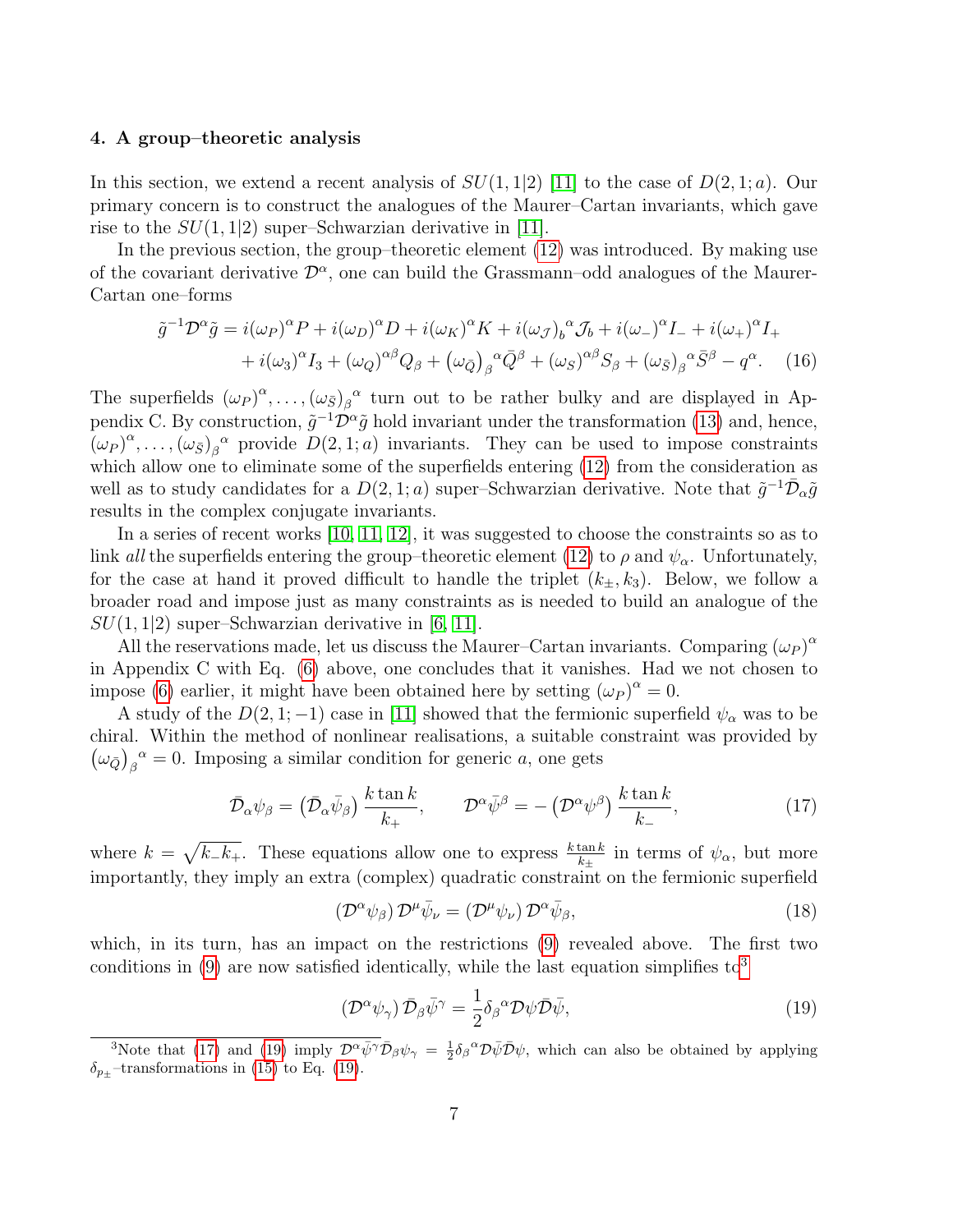#### 4. A group–theoretic analysis

In this section, we extend a recent analysis of $SU(1,1|2)$ [11] to the case of $D(2,1;a)$. Our primary concern is to construct the analogues of the Maurer–Cartan invariants, which gave rise to the $SU(1,1|2)$ super–Schwarzian derivative in [11].

In the previous section, the group–theoretic element (12) was introduced. By making use of the covariant derivative $\mathcal{D}^\alpha$, one can build the Grassmann–odd analogues of the Maurer-Cartan one–forms

$$
\begin{aligned}
\tilde{g}^{-1}\mathcal{D}^\alpha \tilde{g} = {} & i(\omega_P)^\alpha P + i(\omega_D)^\alpha D + i(\omega_K)^\alpha K + i(\omega_{\mathcal{J}})_b{}^\alpha \mathcal{J}_b + i(\omega_-)^\alpha I_- + i(\omega_+)^\alpha I_+ \\
& + i(\omega_3)^\alpha I_3 + (\omega_Q)^{\alpha\beta} Q_\beta + \left(\omega_{\bar{Q}}\right)_\beta{}^\alpha \bar{Q}^\beta + (\omega_S)^{\alpha\beta} S_\beta + (\omega_{\bar{S}})_\beta{}^\alpha \bar{S}^\beta - q^\alpha. \qquad (16)
\end{aligned}
$$

The superfields $(\omega_P)^\alpha, \ldots, (\omega_{\bar{S}})_\beta{}^\alpha$ turn out to be rather bulky and are displayed in Appendix C. By construction, $\tilde{g}^{-1}\mathcal{D}^\alpha \tilde{g}$ hold invariant under the transformation (13) and, hence, $(\omega_P)^\alpha, \ldots, (\omega_{\bar{S}})_\beta{}^\alpha$ provide $D(2,1;a)$ invariants. They can be used to impose constraints which allow one to eliminate some of the superfields entering (12) from the consideration as well as to study candidates for a $D(2,1;a)$ super–Schwarzian derivative. Note that $\tilde{g}^{-1}\bar{\mathcal{D}}_\alpha \tilde{g}$ results in the complex conjugate invariants.

In a series of recent works [10, 11, 12], it was suggested to choose the constraints so as to link *all* the superfields entering the group–theoretic element (12) to $\rho$ and $\psi_\alpha$. Unfortunately, for the case at hand it proved difficult to handle the triplet $(k_\pm, k_3)$. Below, we follow a broader road and impose just as many constraints as is needed to build an analogue of the $SU(1,1|2)$ super–Schwarzian derivative in [6, 11].

All the reservations made, let us discuss the Maurer–Cartan invariants. Comparing $(\omega_P)^\alpha$ in Appendix C with Eq. (6) above, one concludes that it vanishes. Had we not chosen to impose (6) earlier, it might have been obtained here by setting $(\omega_P)^\alpha = 0$.

A study of the $D(2,1;-1)$ case in [11] showed that the fermionic superfield $\psi_\alpha$ was to be chiral. Within the method of nonlinear realisations, a suitable constraint was provided by $\left(\omega_{\bar{Q}}\right)_\beta{}^\alpha = 0$. Imposing a similar condition for generic $a$, one gets

$$
\bar{\mathcal{D}}_\alpha \psi_\beta = \left(\bar{\mathcal{D}}_\alpha \bar{\psi}_\beta\right) \frac{k \tan k}{k_+}, \qquad \mathcal{D}^\alpha \bar{\psi}^\beta = -\left(\mathcal{D}^\alpha \psi^\beta\right) \frac{k \tan k}{k_-}, \qquad (17)
$$

where $k = \sqrt{k_- k_+}$. These equations allow one to express $\frac{k \tan k}{k_\pm}$ in terms of $\psi_\alpha$, but more importantly, they imply an extra (complex) quadratic constraint on the fermionic superfield

$$
\left(\mathcal{D}^\alpha \psi_\beta\right) \mathcal{D}^\mu \bar{\psi}_\nu = \left(\mathcal{D}^\mu \psi_\nu\right) \mathcal{D}^\alpha \bar{\psi}_\beta, \qquad (18)
$$

which, in its turn, has an impact on the restrictions (9) revealed above. The first two conditions in (9) are now satisfied identically, while the last equation simplifies to[3]

$$
\left(\mathcal{D}^\alpha \psi_\gamma\right) \bar{\mathcal{D}}_\beta \bar{\psi}^\gamma = \frac{1}{2} \delta_\beta{}^\alpha \mathcal{D}\psi \bar{\mathcal{D}} \bar{\psi}, \qquad (19)
$$

[3] Note that (17) and (19) imply $\mathcal{D}^\alpha \bar{\psi}^\gamma \bar{\mathcal{D}}_\beta \psi_\gamma = \frac{1}{2}\delta_\beta{}^\alpha \mathcal{D}\bar{\psi}\bar{\mathcal{D}}\psi$, which can also be obtained by applying $\delta_{p_\pm}$–transformations in (15) to Eq. (19).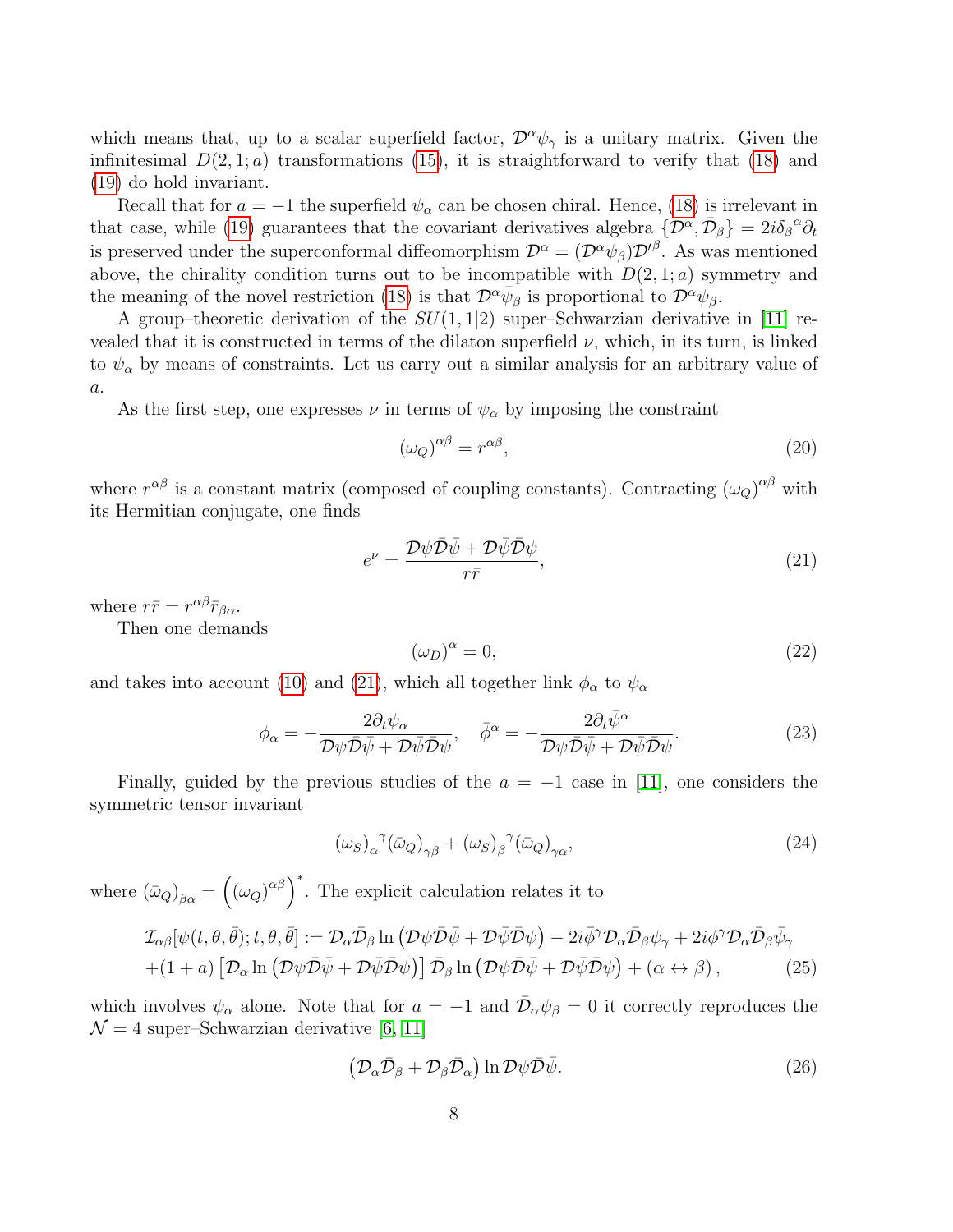which means that, up to a scalar superfield factor, $\mathcal{D}^\alpha \psi_\gamma$ is a unitary matrix. Given the infinitesimal $D(2,1;a)$ transformations (15), it is straightforward to verify that (18) and (19) do hold invariant.

Recall that for $a=-1$ the superfield $\psi_\alpha$ can be chosen chiral. Hence, (18) is irrelevant in that case, while (19) guarantees that the covariant derivatives algebra $\{\mathcal{D}^\alpha, \bar{\mathcal{D}}_\beta\} = 2i\delta_\beta{}^\alpha \partial_t$ is preserved under the superconformal diffeomorphism $\mathcal{D}^\alpha = (\mathcal{D}^\alpha \psi_\beta)\mathcal{D}'^\beta$. As was mentioned above, the chirality condition turns out to be incompatible with $D(2,1;a)$ symmetry and the meaning of the novel restriction (18) is that $\mathcal{D}^\alpha \bar{\psi}_\beta$ is proportional to $\mathcal{D}^\alpha \psi_\beta$.

A group–theoretic derivation of the $SU(1,1|2)$ super–Schwarzian derivative in [11] revealed that it is constructed in terms of the dilaton superfield $\nu$, which, in its turn, is linked to $\psi_\alpha$ by means of constraints. Let us carry out a similar analysis for an arbitrary value of $a$.

As the first step, one expresses $\nu$ in terms of $\psi_\alpha$ by imposing the constraint

$$(\omega_Q)^{\alpha\beta} = r^{\alpha\beta}, \tag{20}$$

where $r^{\alpha\beta}$ is a constant matrix (composed of coupling constants). Contracting $(\omega_Q)^{\alpha\beta}$ with its Hermitian conjugate, one finds

$$e^\nu = \frac{\mathcal{D}\psi \bar{\mathcal{D}}\bar{\psi} + \mathcal{D}\bar{\psi}\bar{\mathcal{D}}\psi}{r\bar{r}}, \tag{21}$$

where $r\bar{r} = r^{\alpha\beta}\bar{r}_{\beta\alpha}$.

Then one demands

$$(\omega_D)^\alpha = 0, \tag{22}$$

and takes into account (10) and (21), which all together link $\phi_\alpha$ to $\psi_\alpha$

$$\phi_\alpha = -\frac{2\partial_t \psi_\alpha}{\mathcal{D}\psi \bar{\mathcal{D}}\bar{\psi} + \mathcal{D}\bar{\psi}\bar{\mathcal{D}}\psi}, \quad \bar{\phi}^\alpha = -\frac{2\partial_t \bar{\psi}^\alpha}{\mathcal{D}\psi \bar{\mathcal{D}}\bar{\psi} + \mathcal{D}\bar{\psi}\bar{\mathcal{D}}\psi}. \tag{23}$$

Finally, guided by the previous studies of the $a=-1$ case in [11], one considers the symmetric tensor invariant

$$(\omega_S)_\alpha{}^\gamma (\bar{\omega}_Q)_{\gamma\beta} + (\omega_S)_\beta{}^\gamma (\bar{\omega}_Q)_{\gamma\alpha}, \tag{24}$$

where $(\bar{\omega}_Q)_{\beta\alpha} = \left((\omega_Q)^{\alpha\beta}\right)^*$. The explicit calculation relates it to

$$\begin{aligned}
\mathcal{I}_{\alpha\beta}[\psi(t,\theta,\bar{\theta});t,\theta,\bar{\theta}] &:= \mathcal{D}_\alpha \bar{\mathcal{D}}_\beta \ln\left(\mathcal{D}\psi \bar{\mathcal{D}}\bar{\psi} + \mathcal{D}\bar{\psi}\bar{\mathcal{D}}\psi\right) - 2i\bar{\phi}^\gamma \mathcal{D}_\alpha \bar{\mathcal{D}}_\beta \psi_\gamma + 2i\phi^\gamma \mathcal{D}_\alpha \bar{\mathcal{D}}_\beta \bar{\psi}_\gamma \\
&+ (1+a)\left[\mathcal{D}_\alpha \ln\left(\mathcal{D}\psi \bar{\mathcal{D}}\bar{\psi} + \mathcal{D}\bar{\psi}\bar{\mathcal{D}}\psi\right)\right] \bar{\mathcal{D}}_\beta \ln\left(\mathcal{D}\psi \bar{\mathcal{D}}\bar{\psi} + \mathcal{D}\bar{\psi}\bar{\mathcal{D}}\psi\right) + (\alpha \leftrightarrow \beta),
\end{aligned} \tag{25}$$

which involves $\psi_\alpha$ alone. Note that for $a=-1$ and $\bar{\mathcal{D}}_\alpha \psi_\beta = 0$ it correctly reproduces the $\mathcal{N}=4$ super–Schwarzian derivative [6, 11]

$$\left(\mathcal{D}_\alpha \bar{\mathcal{D}}_\beta + \mathcal{D}_\beta \bar{\mathcal{D}}_\alpha\right) \ln \mathcal{D}\psi \bar{\mathcal{D}}\bar{\psi}. \tag{26}$$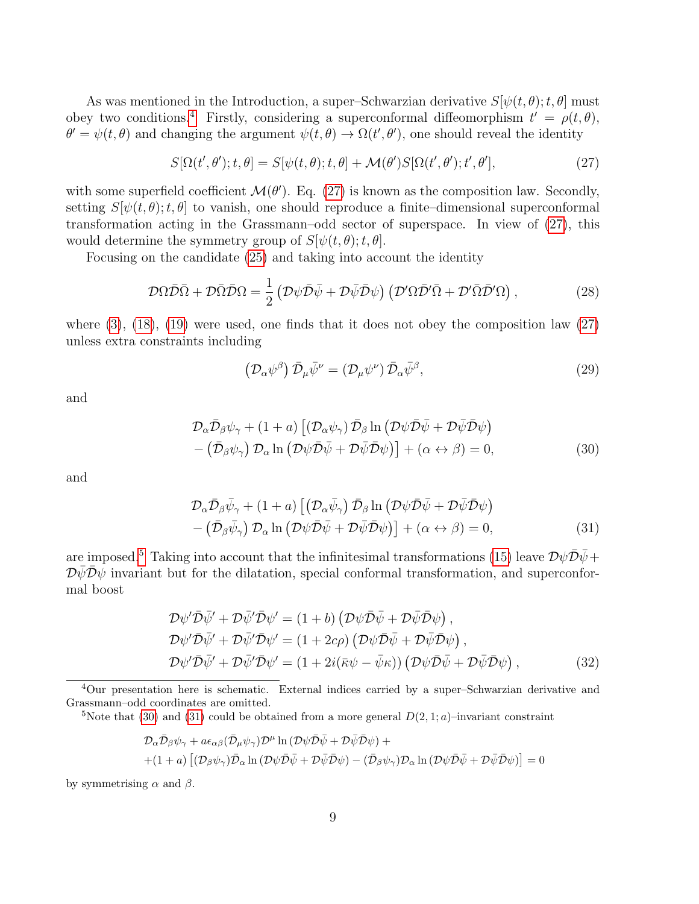As was mentioned in the Introduction, a super–Schwarzian derivative $S[\psi(t,\theta);t,\theta]$ must obey two conditions.[4] Firstly, considering a superconformal diffeomorphism $t'=\rho(t,\theta)$, $\theta'=\psi(t,\theta)$ and changing the argument $\psi(t,\theta)\to\Omega(t',\theta')$, one should reveal the identity

$$
S[\Omega(t',\theta');t,\theta]=S[\psi(t,\theta);t,\theta]+\mathcal{M}(\theta')S[\Omega(t',\theta');t',\theta'], \tag{27}
$$

with some superfield coefficient $\mathcal{M}(\theta')$. Eq. (27) is known as the composition law. Secondly, setting $S[\psi(t,\theta);t,\theta]$ to vanish, one should reproduce a finite–dimensional superconformal transformation acting in the Grassmann–odd sector of superspace. In view of (27), this would determine the symmetry group of $S[\psi(t,\theta);t,\theta]$.

Focusing on the candidate (25) and taking into account the identity

$$
\mathcal{D}\Omega\bar{\mathcal{D}}\bar{\Omega}+\mathcal{D}\bar{\Omega}\bar{\mathcal{D}}\Omega=\frac{1}{2}\left(\mathcal{D}\psi\bar{\mathcal{D}}\bar{\psi}+\mathcal{D}\bar{\psi}\bar{\mathcal{D}}\psi\right)\left(\mathcal{D}'\Omega\bar{\mathcal{D}}'\bar{\Omega}+\mathcal{D}'\bar{\Omega}\bar{\mathcal{D}}'\Omega\right), \tag{28}
$$

where (3), (18), (19) were used, one finds that it does not obey the composition law (27) unless extra constraints including

$$
\left(\mathcal{D}_\alpha\psi^\beta\right)\bar{\mathcal{D}}_\mu\bar{\psi}^\nu=\left(\mathcal{D}_\mu\psi^\nu\right)\bar{\mathcal{D}}_\alpha\bar{\psi}^\beta, \tag{29}
$$

and

$$
\begin{aligned}
&\mathcal{D}_\alpha\bar{\mathcal{D}}_\beta\psi_\gamma+(1+a)\left[\left(\mathcal{D}_\alpha\psi_\gamma\right)\bar{\mathcal{D}}_\beta\ln\left(\mathcal{D}\psi\bar{\mathcal{D}}\bar{\psi}+\mathcal{D}\bar{\psi}\bar{\mathcal{D}}\psi\right)\right.\\
&\left.-\left(\bar{\mathcal{D}}_\beta\psi_\gamma\right)\mathcal{D}_\alpha\ln\left(\mathcal{D}\psi\bar{\mathcal{D}}\bar{\psi}+\mathcal{D}\bar{\psi}\bar{\mathcal{D}}\psi\right)\right]+(\alpha\leftrightarrow\beta)=0,
\end{aligned} \tag{30}
$$

and

$$
\begin{aligned}
&\mathcal{D}_\alpha\bar{\mathcal{D}}_\beta\bar{\psi}_\gamma+(1+a)\left[\left(\mathcal{D}_\alpha\bar{\psi}_\gamma\right)\bar{\mathcal{D}}_\beta\ln\left(\mathcal{D}\psi\bar{\mathcal{D}}\bar{\psi}+\mathcal{D}\bar{\psi}\bar{\mathcal{D}}\psi\right)\right.\\
&\left.-\left(\bar{\mathcal{D}}_\beta\bar{\psi}_\gamma\right)\mathcal{D}_\alpha\ln\left(\mathcal{D}\psi\bar{\mathcal{D}}\bar{\psi}+\mathcal{D}\bar{\psi}\bar{\mathcal{D}}\psi\right)\right]+(\alpha\leftrightarrow\beta)=0,
\end{aligned} \tag{31}
$$

are imposed.[5] Taking into account that the infinitesimal transformations (15) leave $\mathcal{D}\psi\bar{\mathcal{D}}\bar{\psi}+\mathcal{D}\bar{\psi}\bar{\mathcal{D}}\psi$ invariant but for the dilatation, special conformal transformation, and superconformal boost

$$
\begin{aligned}
&\mathcal{D}\psi'\bar{\mathcal{D}}\bar{\psi}'+\mathcal{D}\bar{\psi}'\bar{\mathcal{D}}\psi'=(1+b)\left(\mathcal{D}\psi\bar{\mathcal{D}}\bar{\psi}+\mathcal{D}\bar{\psi}\bar{\mathcal{D}}\psi\right),\\
&\mathcal{D}\psi'\bar{\mathcal{D}}\bar{\psi}'+\mathcal{D}\bar{\psi}'\bar{\mathcal{D}}\psi'=(1+2c\rho)\left(\mathcal{D}\psi\bar{\mathcal{D}}\bar{\psi}+\mathcal{D}\bar{\psi}\bar{\mathcal{D}}\psi\right),\\
&\mathcal{D}\psi'\bar{\mathcal{D}}\bar{\psi}'+\mathcal{D}\bar{\psi}'\bar{\mathcal{D}}\psi'=(1+2i(\bar{\kappa}\psi-\bar{\psi}\kappa))\left(\mathcal{D}\psi\bar{\mathcal{D}}\bar{\psi}+\mathcal{D}\bar{\psi}\bar{\mathcal{D}}\psi\right),
\end{aligned} \tag{32}
$$

[4] Our presentation here is schematic. External indices carried by a super–Schwarzian derivative and Grassmann–odd coordinates are omitted.

[5] Note that (30) and (31) could be obtained from a more general $D(2,1;a)$–invariant constraint

$$
\begin{aligned}
&\mathcal{D}_\alpha\bar{\mathcal{D}}_\beta\psi_\gamma+a\epsilon_{\alpha\beta}(\bar{\mathcal{D}}_\mu\psi_\gamma)\mathcal{D}^\mu\ln\left(\mathcal{D}\psi\bar{\mathcal{D}}\bar{\psi}+\mathcal{D}\bar{\psi}\bar{\mathcal{D}}\psi\right)+\\
&+(1+a)\left[(\mathcal{D}_\beta\psi_\gamma)\bar{\mathcal{D}}_\alpha\ln\left(\mathcal{D}\psi\bar{\mathcal{D}}\bar{\psi}+\mathcal{D}\bar{\psi}\bar{\mathcal{D}}\psi\right)-(\bar{\mathcal{D}}_\beta\psi_\gamma)\mathcal{D}_\alpha\ln\left(\mathcal{D}\psi\bar{\mathcal{D}}\bar{\psi}+\mathcal{D}\bar{\psi}\bar{\mathcal{D}}\psi\right)\right]=0
\end{aligned}
$$

by symmetrising $\alpha$ and $\beta$.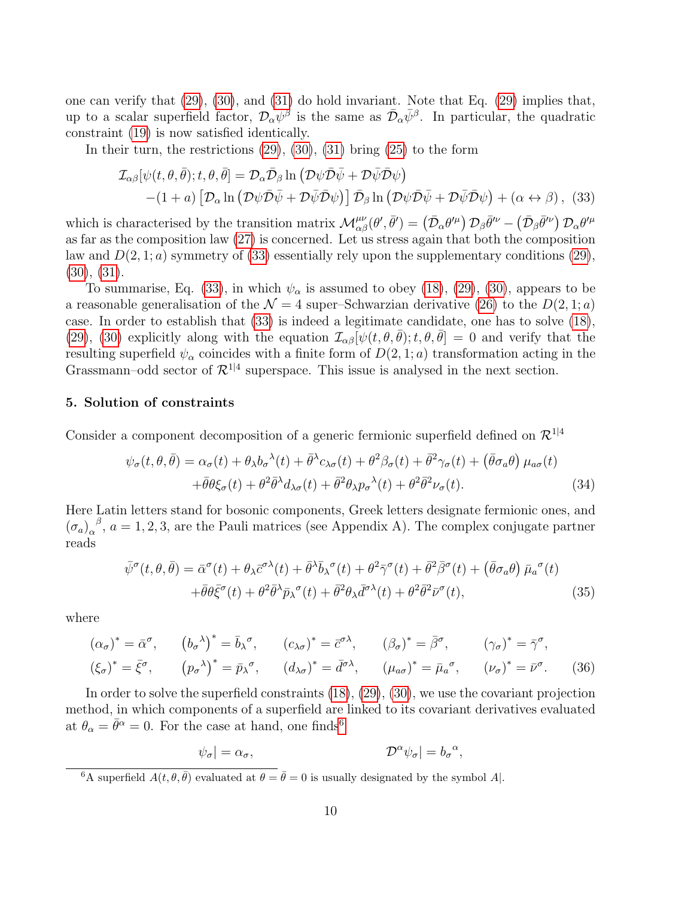one can verify that (29), (30), and (31) do hold invariant. Note that Eq. (29) implies that, up to a scalar superfield factor, $\mathcal{D}_\alpha \psi^\beta$ is the same as $\bar{\mathcal{D}}_\alpha \bar{\psi}^\beta$. In particular, the quadratic constraint (19) is now satisfied identically.

In their turn, the restrictions (29), (30), (31) bring (25) to the form

$$
\begin{aligned}
\mathcal{I}_{\alpha\beta}[\psi(t,\theta,\bar{\theta});t,\theta,\bar{\theta}] &= \mathcal{D}_\alpha \bar{\mathcal{D}}_\beta \ln\left(\mathcal{D}\psi\bar{\mathcal{D}}\bar{\psi} + \mathcal{D}\bar{\psi}\bar{\mathcal{D}}\psi\right) \\
&-(1+a)\left[\mathcal{D}_\alpha \ln\left(\mathcal{D}\psi\bar{\mathcal{D}}\bar{\psi} + \mathcal{D}\bar{\psi}\bar{\mathcal{D}}\psi\right)\right]\bar{\mathcal{D}}_\beta \ln\left(\mathcal{D}\psi\bar{\mathcal{D}}\bar{\psi} + \mathcal{D}\bar{\psi}\bar{\mathcal{D}}\psi\right) + (\alpha \leftrightarrow \beta)\,, \quad (33)
\end{aligned}
$$

which is characterised by the transition matrix $\mathcal{M}^{\mu\nu}_{\alpha\beta}(\theta',\bar{\theta}') = \left(\bar{\mathcal{D}}_\alpha \theta'^\mu\right)\mathcal{D}_\beta \bar{\theta}'^\nu - \left(\bar{\mathcal{D}}_\beta \bar{\theta}'^\nu\right)\mathcal{D}_\alpha \theta'^\mu$ as far as the composition law (27) is concerned. Let us stress again that both the composition law and $D(2,1;a)$ symmetry of (33) essentially rely upon the supplementary conditions (29), (30), (31).

To summarise, Eq. (33), in which $\psi_\alpha$ is assumed to obey (18), (29), (30), appears to be a reasonable generalisation of the $\mathcal{N}=4$ super–Schwarzian derivative (26) to the $D(2,1;a)$ case. In order to establish that (33) is indeed a legitimate candidate, one has to solve (18), (29), (30) explicitly along with the equation $\mathcal{I}_{\alpha\beta}[\psi(t,\theta,\bar{\theta});t,\theta,\bar{\theta}] = 0$ and verify that the resulting superfield $\psi_\alpha$ coincides with a finite form of $D(2,1;a)$ transformation acting in the Grassmann–odd sector of $\mathcal{R}^{1|4}$ superspace. This issue is analysed in the next section.

## 5. Solution of constraints

Consider a component decomposition of a generic fermionic superfield defined on $\mathcal{R}^{1|4}$

$$
\begin{aligned}
\psi_\sigma(t,\theta,\bar{\theta}) &= \alpha_\sigma(t) + \theta_\lambda b_\sigma{}^\lambda(t) + \bar{\theta}^\lambda c_{\lambda\sigma}(t) + \theta^2\beta_\sigma(t) + \bar{\theta}^2\gamma_\sigma(t) + \left(\bar{\theta}\sigma_a\theta\right)\mu_{a\sigma}(t) \\
&+\bar{\theta}\theta\xi_\sigma(t) + \theta^2\bar{\theta}^\lambda d_{\lambda\sigma}(t) + \bar{\theta}^2\theta_\lambda p_\sigma{}^\lambda(t) + \theta^2\bar{\theta}^2\nu_\sigma(t). \quad (34)
\end{aligned}
$$

Here Latin letters stand for bosonic components, Greek letters designate fermionic ones, and $\left(\sigma_a\right)_\alpha{}^\beta$, $a=1,2,3$, are the Pauli matrices (see Appendix A). The complex conjugate partner reads

$$
\begin{aligned}
\bar{\psi}^\sigma(t,\theta,\bar{\theta}) &= \bar{\alpha}^\sigma(t) + \theta_\lambda \bar{c}^{\sigma\lambda}(t) + \bar{\theta}^\lambda \bar{b}_\lambda{}^\sigma(t) + \theta^2\bar{\gamma}^\sigma(t) + \bar{\theta}^2\bar{\beta}^\sigma(t) + \left(\bar{\theta}\sigma_a\theta\right)\bar{\mu}_a{}^\sigma(t) \\
&+\bar{\theta}\theta\bar{\xi}^\sigma(t) + \theta^2\bar{\theta}^\lambda \bar{p}_\lambda{}^\sigma(t) + \bar{\theta}^2\theta_\lambda \bar{d}^{\sigma\lambda}(t) + \theta^2\bar{\theta}^2\bar{\nu}^\sigma(t), \quad (35)
\end{aligned}
$$

where

$$
\begin{aligned}
&(\alpha_\sigma)^* = \bar{\alpha}^\sigma, \qquad \left(b_\sigma{}^\lambda\right)^* = \bar{b}_\lambda{}^\sigma, \qquad (c_{\lambda\sigma})^* = \bar{c}^{\sigma\lambda}, \qquad (\beta_\sigma)^* = \bar{\beta}^\sigma, \qquad (\gamma_\sigma)^* = \bar{\gamma}^\sigma, \\
&(\xi_\sigma)^* = \bar{\xi}^\sigma, \qquad \left(p_\sigma{}^\lambda\right)^* = \bar{p}_\lambda{}^\sigma, \qquad (d_{\lambda\sigma})^* = \bar{d}^{\sigma\lambda}, \qquad (\mu_{a\sigma})^* = \bar{\mu}_a{}^\sigma, \qquad (\nu_\sigma)^* = \bar{\nu}^\sigma. \quad (36)
\end{aligned}
$$

In order to solve the superfield constraints (18), (29), (30), we use the covariant projection method, in which components of a superfield are linked to its covariant derivatives evaluated at $\theta_\alpha = \bar{\theta}^\alpha = 0$. For the case at hand, one finds[6]

$$
\psi_\sigma| = \alpha_\sigma, \qquad\qquad \mathcal{D}^\alpha\psi_\sigma| = b_\sigma{}^\alpha,
$$

[6] A superfield $A(t,\theta,\bar{\theta})$ evaluated at $\theta=\bar{\theta}=0$ is usually designated by the symbol $A|$.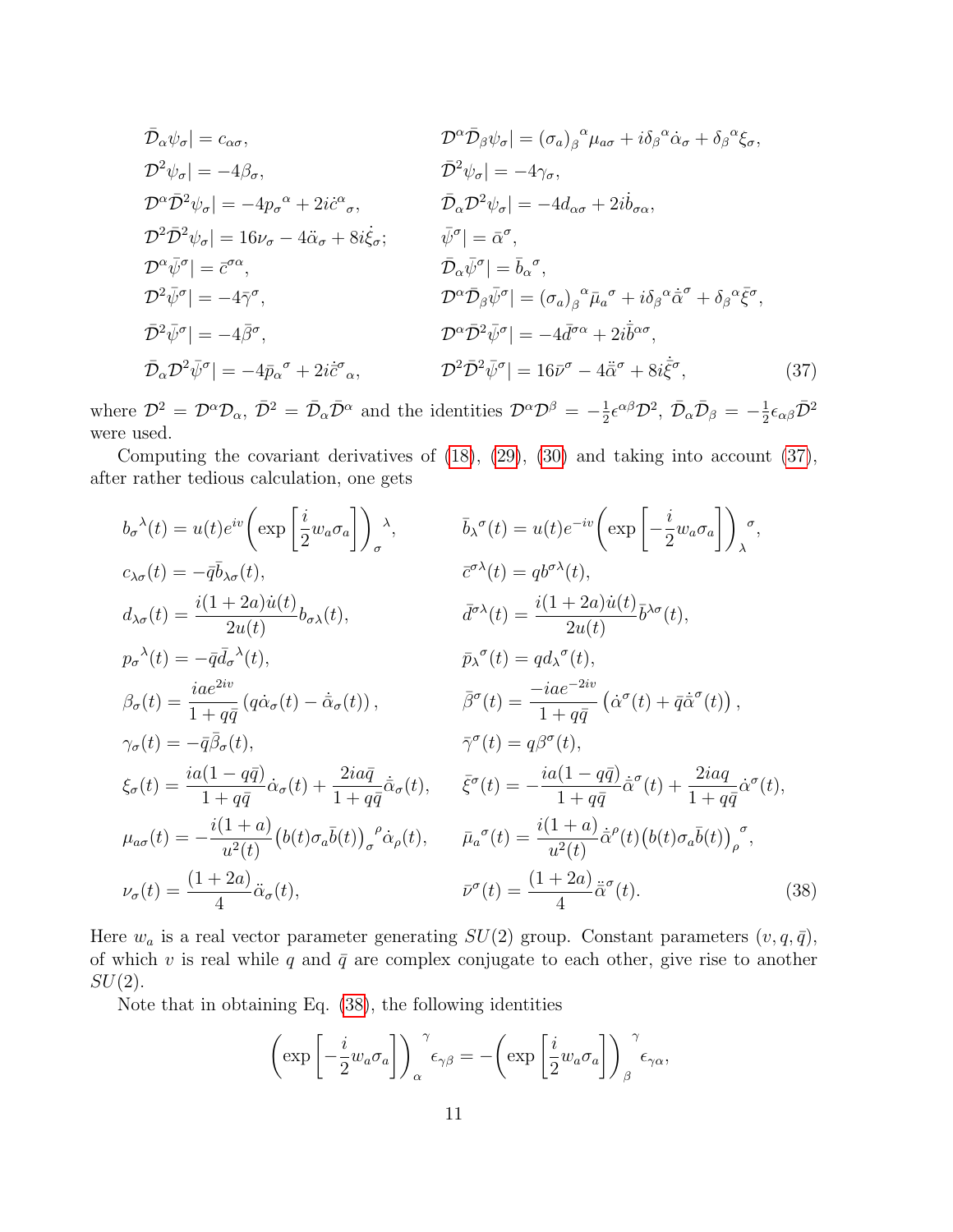$$
\begin{aligned}
&\bar{\mathcal{D}}_\alpha \psi_\sigma| = c_{\alpha\sigma}, && \mathcal{D}^\alpha \bar{\mathcal{D}}_\beta \psi_\sigma| = (\sigma_a)_\beta{}^\alpha \mu_{a\sigma} + i\delta_\beta{}^\alpha \dot{\alpha}_\sigma + \delta_\beta{}^\alpha \xi_\sigma,\\
&\mathcal{D}^2 \psi_\sigma| = -4\beta_\sigma, && \bar{\mathcal{D}}^2 \psi_\sigma| = -4\gamma_\sigma,\\
&\mathcal{D}^\alpha \bar{\mathcal{D}}^2 \psi_\sigma| = -4p_\sigma{}^\alpha + 2i\dot{c}^\alpha{}_\sigma, && \bar{\mathcal{D}}_\alpha \mathcal{D}^2 \psi_\sigma| = -4d_{\alpha\sigma} + 2i\dot{b}_{\sigma\alpha},\\
&\mathcal{D}^2 \bar{\mathcal{D}}^2 \psi_\sigma| = 16\nu_\sigma - 4\ddot{\alpha}_\sigma + 8i\dot{\xi}_\sigma; && \bar{\psi}^\sigma| = \bar{\alpha}^\sigma,\\
&\mathcal{D}^\alpha \bar{\psi}^\sigma| = \bar{c}^{\sigma\alpha}, && \bar{\mathcal{D}}_\alpha \bar{\psi}^\sigma| = \bar{b}_\alpha{}^\sigma,\\
&\mathcal{D}^2 \bar{\psi}^\sigma| = -4\bar{\gamma}^\sigma, && \mathcal{D}^\alpha \bar{\mathcal{D}}_\beta \bar{\psi}^\sigma| = (\sigma_a)_\beta{}^\alpha \bar{\mu}_a{}^\sigma + i\delta_\beta{}^\alpha \dot{\bar{\alpha}}^\sigma + \delta_\beta{}^\alpha \bar{\xi}^\sigma,\\
&\bar{\mathcal{D}}^2 \bar{\psi}^\sigma| = -4\bar{\beta}^\sigma, && \mathcal{D}^\alpha \bar{\mathcal{D}}^2 \bar{\psi}^\sigma| = -4\bar{d}^{\sigma\alpha} + 2i\dot{\bar{b}}^{\alpha\sigma},\\
&\bar{\mathcal{D}}_\alpha \mathcal{D}^2 \bar{\psi}^\sigma| = -4\bar{p}_\alpha{}^\sigma + 2i\dot{\bar{c}}^\sigma{}_\alpha, && \mathcal{D}^2 \bar{\mathcal{D}}^2 \bar{\psi}^\sigma| = 16\bar{\nu}^\sigma - 4\ddot{\bar{\alpha}}^\sigma + 8i\dot{\bar{\xi}}^\sigma,
\end{aligned}
\tag{37}
$$

where $\mathcal{D}^2 = \mathcal{D}^\alpha \mathcal{D}_\alpha$, $\bar{\mathcal{D}}^2 = \bar{\mathcal{D}}_\alpha \bar{\mathcal{D}}^\alpha$ and the identities $\mathcal{D}^\alpha \mathcal{D}^\beta = -\frac{1}{2}\epsilon^{\alpha\beta}\mathcal{D}^2$, $\bar{\mathcal{D}}_\alpha \bar{\mathcal{D}}_\beta = -\frac{1}{2}\epsilon_{\alpha\beta}\bar{\mathcal{D}}^2$ were used.

Computing the covariant derivatives of (18), (29), (30) and taking into account (37), after rather tedious calculation, one gets

$$
\begin{aligned}
&b_\sigma{}^\lambda(t) = u(t)e^{iv}\left(\exp\left[\frac{i}{2}w_a\sigma_a\right]\right)_\sigma{}^\lambda, && \bar{b}_\lambda{}^\sigma(t) = u(t)e^{-iv}\left(\exp\left[-\frac{i}{2}w_a\sigma_a\right]\right)_\lambda{}^\sigma,\\
&c_{\lambda\sigma}(t) = -\bar{q}\bar{b}_{\lambda\sigma}(t), && \bar{c}^{\sigma\lambda}(t) = q b^{\sigma\lambda}(t),\\
&d_{\lambda\sigma}(t) = \frac{i(1+2a)\dot{u}(t)}{2u(t)} b_{\sigma\lambda}(t), && \bar{d}^{\sigma\lambda}(t) = \frac{i(1+2a)\dot{u}(t)}{2u(t)} \bar{b}^{\lambda\sigma}(t),\\
&p_\sigma{}^\lambda(t) = -\bar{q}\bar{d}_\sigma{}^\lambda(t), && \bar{p}_\lambda{}^\sigma(t) = q d_\lambda{}^\sigma(t),\\
&\beta_\sigma(t) = \frac{iae^{2iv}}{1+q\bar{q}}\left(q\dot{\alpha}_\sigma(t) - \dot{\bar{\alpha}}_\sigma(t)\right), && \bar{\beta}^\sigma(t) = \frac{-iae^{-2iv}}{1+q\bar{q}}\left(\dot{\alpha}^\sigma(t) + \bar{q}\dot{\bar{\alpha}}^\sigma(t)\right),\\
&\gamma_\sigma(t) = -\bar{q}\bar{\beta}_\sigma(t), && \bar{\gamma}^\sigma(t) = q\beta^\sigma(t),\\
&\xi_\sigma(t) = \frac{ia(1-q\bar{q})}{1+q\bar{q}}\dot{\alpha}_\sigma(t) + \frac{2ia\bar{q}}{1+q\bar{q}}\dot{\bar{\alpha}}_\sigma(t), && \bar{\xi}^\sigma(t) = -\frac{ia(1-q\bar{q})}{1+q\bar{q}}\dot{\bar{\alpha}}^\sigma(t) + \frac{2iaq}{1+q\bar{q}}\dot{\alpha}^\sigma(t),\\
&\mu_{a\sigma}(t) = -\frac{i(1+a)}{u^2(t)}\big(b(t)\sigma_a\bar{b}(t)\big)_\sigma{}^\rho \dot{\alpha}_\rho(t), && \bar{\mu}_a{}^\sigma(t) = \frac{i(1+a)}{u^2(t)}\dot{\bar{\alpha}}^\rho(t)\big(b(t)\sigma_a\bar{b}(t)\big)_\rho{}^\sigma,\\
&\nu_\sigma(t) = \frac{(1+2a)}{4}\ddot{\alpha}_\sigma(t), && \bar{\nu}^\sigma(t) = \frac{(1+2a)}{4}\ddot{\bar{\alpha}}^\sigma(t).
\end{aligned}
\tag{38}
$$

Here $w_a$ is a real vector parameter generating $SU(2)$ group. Constant parameters $(v, q, \bar{q})$, of which $v$ is real while $q$ and $\bar{q}$ are complex conjugate to each other, give rise to another $SU(2)$.

Note that in obtaining Eq. (38), the following identities

$$
\left(\exp\left[-\frac{i}{2}w_a\sigma_a\right]\right)_\alpha{}^\gamma \epsilon_{\gamma\beta} = -\left(\exp\left[\frac{i}{2}w_a\sigma_a\right]\right)_\beta{}^\gamma \epsilon_{\gamma\alpha},
$$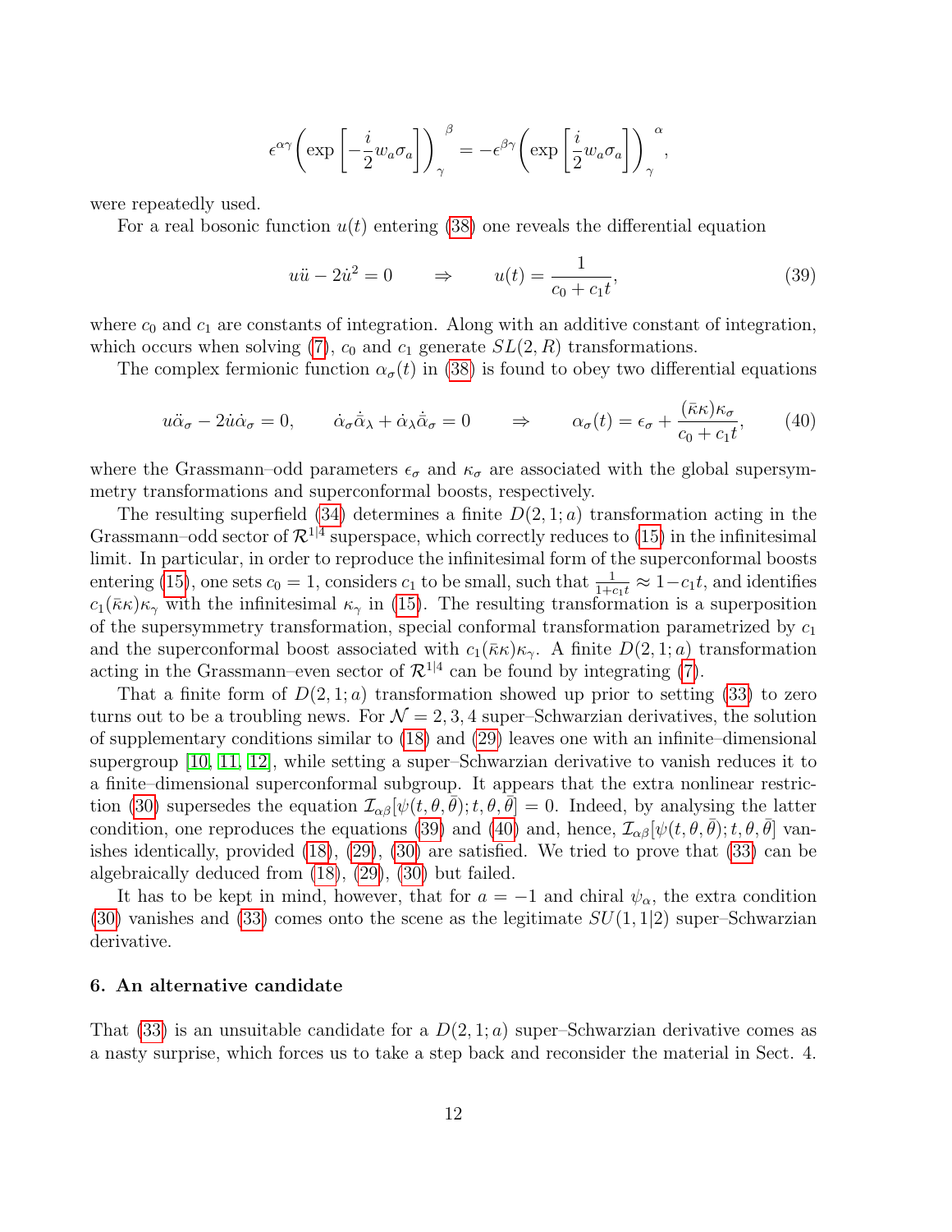$$
\epsilon^{\alpha\gamma}\left(\exp\left[-\frac{i}{2}w_a\sigma_a\right]\right)_\gamma^{\ \beta} = -\epsilon^{\beta\gamma}\left(\exp\left[\frac{i}{2}w_a\sigma_a\right]\right)_\gamma^{\ \alpha},
$$

were repeatedly used.

For a real bosonic function $u(t)$ entering (38) one reveals the differential equation

$$
u\ddot{u} - 2\dot{u}^2 = 0 \qquad \Rightarrow \qquad u(t) = \frac{1}{c_0 + c_1 t}, \tag{39}
$$

where $c_0$ and $c_1$ are constants of integration. Along with an additive constant of integration, which occurs when solving (7), $c_0$ and $c_1$ generate $SL(2,R)$ transformations.

The complex fermionic function $\alpha_\sigma(t)$ in (38) is found to obey two differential equations

$$
u\ddot{\alpha}_\sigma - 2\dot{u}\dot{\alpha}_\sigma = 0, \qquad \dot{\alpha}_\sigma\dot{\bar{\alpha}}_\lambda + \dot{\alpha}_\lambda\dot{\bar{\alpha}}_\sigma = 0 \qquad \Rightarrow \qquad \alpha_\sigma(t) = \epsilon_\sigma + \frac{(\bar{\kappa}\kappa)\kappa_\sigma}{c_0 + c_1 t}, \tag{40}
$$

where the Grassmann–odd parameters $\epsilon_\sigma$ and $\kappa_\sigma$ are associated with the global supersymmetry transformations and superconformal boosts, respectively.

The resulting superfield (34) determines a finite $D(2,1;a)$ transformation acting in the Grassmann–odd sector of $\mathcal{R}^{1|4}$ superspace, which correctly reduces to (15) in the infinitesimal limit. In particular, in order to reproduce the infinitesimal form of the superconformal boosts entering (15), one sets $c_0 = 1$, considers $c_1$ to be small, such that $\frac{1}{1+c_1 t} \approx 1 - c_1 t$, and identifies $c_1(\bar{\kappa}\kappa)\kappa_\gamma$ with the infinitesimal $\kappa_\gamma$ in (15). The resulting transformation is a superposition of the supersymmetry transformation, special conformal transformation parametrized by $c_1$ and the superconformal boost associated with $c_1(\bar{\kappa}\kappa)\kappa_\gamma$. A finite $D(2,1;a)$ transformation acting in the Grassmann–even sector of $\mathcal{R}^{1|4}$ can be found by integrating (7).

That a finite form of $D(2,1;a)$ transformation showed up prior to setting (33) to zero turns out to be a troubling news. For $\mathcal{N} = 2, 3, 4$ super–Schwarzian derivatives, the solution of supplementary conditions similar to (18) and (29) leaves one with an infinite–dimensional supergroup [10, 11, 12], while setting a super–Schwarzian derivative to vanish reduces it to a finite–dimensional superconformal subgroup. It appears that the extra nonlinear restriction (30) supersedes the equation $\mathcal{I}_{\alpha\beta}[\psi(t,\theta,\bar{\theta}); t, \theta, \bar{\theta}] = 0$. Indeed, by analysing the latter condition, one reproduces the equations (39) and (40) and, hence, $\mathcal{I}_{\alpha\beta}[\psi(t,\theta,\bar{\theta}); t, \theta, \bar{\theta}]$ vanishes identically, provided (18), (29), (30) are satisfied. We tried to prove that (33) can be algebraically deduced from (18), (29), (30) but failed.

It has to be kept in mind, however, that for $a = -1$ and chiral $\psi_\alpha$, the extra condition (30) vanishes and (33) comes onto the scene as the legitimate $SU(1,1|2)$ super–Schwarzian derivative.

## 6. An alternative candidate

That (33) is an unsuitable candidate for a $D(2,1;a)$ super–Schwarzian derivative comes as a nasty surprise, which forces us to take a step back and reconsider the material in Sect. 4.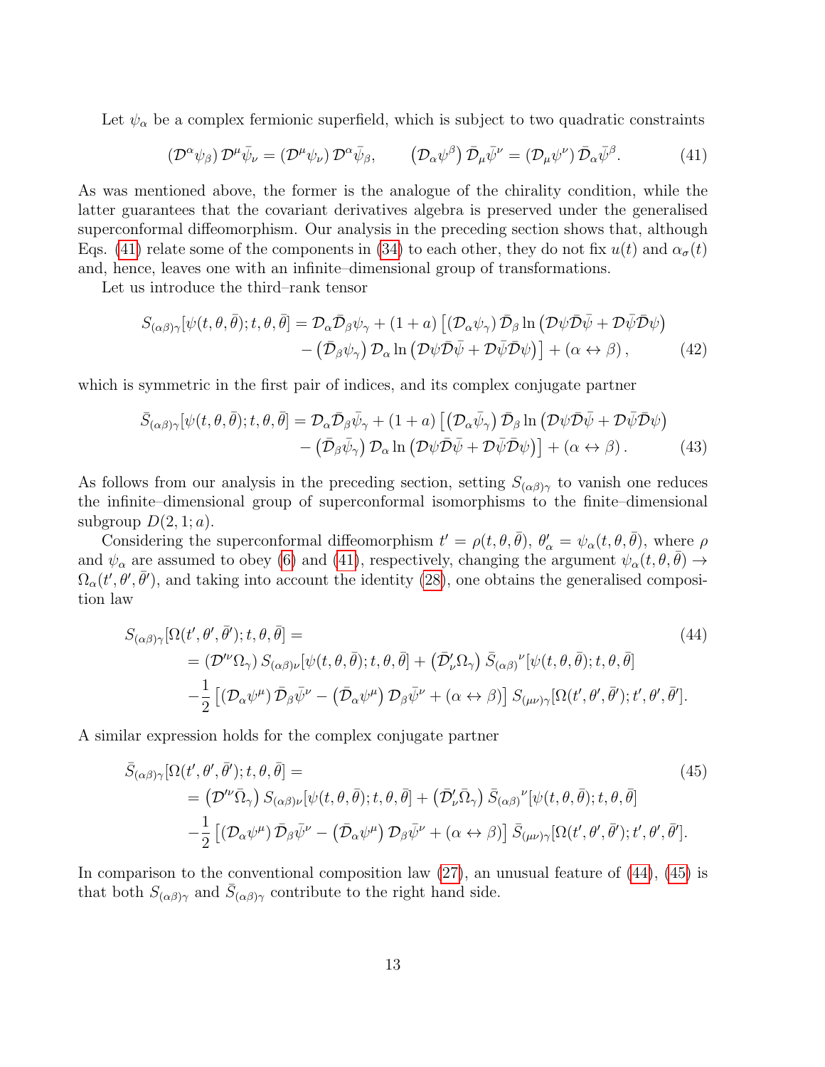Let $\psi_\alpha$ be a complex fermionic superfield, which is subject to two quadratic constraints

$$
(\mathcal{D}^\alpha \psi_\beta)\, \mathcal{D}^\mu \bar{\psi}_\nu = (\mathcal{D}^\mu \psi_\nu)\, \mathcal{D}^\alpha \bar{\psi}_\beta, \qquad \left(\mathcal{D}_\alpha \psi^\beta\right) \bar{\mathcal{D}}_\mu \bar{\psi}^\nu = (\mathcal{D}_\mu \psi^\nu)\, \bar{\mathcal{D}}_\alpha \bar{\psi}^\beta. \tag{41}
$$

As was mentioned above, the former is the analogue of the chirality condition, while the latter guarantees that the covariant derivatives algebra is preserved under the generalised superconformal diffeomorphism. Our analysis in the preceding section shows that, although Eqs. (41) relate some of the components in (34) to each other, they do not fix $u(t)$ and $\alpha_\sigma(t)$ and, hence, leaves one with an infinite–dimensional group of transformations.

Let us introduce the third–rank tensor

$$
\begin{aligned}
S_{(\alpha\beta)\gamma}[\psi(t,\theta,\bar{\theta}); t,\theta,\bar{\theta}] = {} & \mathcal{D}_\alpha \bar{\mathcal{D}}_\beta \psi_\gamma + (1+a)\left[(\mathcal{D}_\alpha \psi_\gamma)\, \bar{\mathcal{D}}_\beta \ln\left(\mathcal{D}\psi \bar{\mathcal{D}}\bar{\psi} + \mathcal{D}\bar{\psi}\bar{\mathcal{D}}\psi\right)\right. \\
& \left. - \left(\bar{\mathcal{D}}_\beta \psi_\gamma\right) \mathcal{D}_\alpha \ln\left(\mathcal{D}\psi \bar{\mathcal{D}}\bar{\psi} + \mathcal{D}\bar{\psi}\bar{\mathcal{D}}\psi\right)\right] + (\alpha \leftrightarrow \beta)\,,
\end{aligned} \tag{42}
$$

which is symmetric in the first pair of indices, and its complex conjugate partner

$$
\begin{aligned}
\bar{S}_{(\alpha\beta)\gamma}[\psi(t,\theta,\bar{\theta}); t,\theta,\bar{\theta}] = {} & \mathcal{D}_\alpha \bar{\mathcal{D}}_\beta \bar{\psi}_\gamma + (1+a)\left[\left(\mathcal{D}_\alpha \bar{\psi}_\gamma\right) \bar{\mathcal{D}}_\beta \ln\left(\mathcal{D}\psi \bar{\mathcal{D}}\bar{\psi} + \mathcal{D}\bar{\psi}\bar{\mathcal{D}}\psi\right)\right. \\
& \left. - \left(\bar{\mathcal{D}}_\beta \bar{\psi}_\gamma\right) \mathcal{D}_\alpha \ln\left(\mathcal{D}\psi \bar{\mathcal{D}}\bar{\psi} + \mathcal{D}\bar{\psi}\bar{\mathcal{D}}\psi\right)\right] + (\alpha \leftrightarrow \beta)\,.
\end{aligned} \tag{43}
$$

As follows from our analysis in the preceding section, setting $S_{(\alpha\beta)\gamma}$ to vanish one reduces the infinite–dimensional group of superconformal isomorphisms to the finite–dimensional subgroup $D(2,1;a)$.

Considering the superconformal diffeomorphism $t' = \rho(t,\theta,\bar{\theta})$, $\theta'_\alpha = \psi_\alpha(t,\theta,\bar{\theta})$, where $\rho$ and $\psi_\alpha$ are assumed to obey (6) and (41), respectively, changing the argument $\psi_\alpha(t,\theta,\bar{\theta}) \to \Omega_\alpha(t',\theta',\bar{\theta}')$, and taking into account the identity (28), one obtains the generalised composition law

$$
\begin{aligned}
& S_{(\alpha\beta)\gamma}[\Omega(t',\theta',\bar{\theta}'); t,\theta,\bar{\theta}] = \\
& = \left(\mathcal{D}'^\nu \Omega_\gamma\right) S_{(\alpha\beta)\nu}[\psi(t,\theta,\bar{\theta}); t,\theta,\bar{\theta}] + \left(\bar{\mathcal{D}}'_\nu \Omega_\gamma\right) \bar{S}_{(\alpha\beta)}{}^\nu[\psi(t,\theta,\bar{\theta}); t,\theta,\bar{\theta}] \\
& -\frac{1}{2}\left[(\mathcal{D}_\alpha \psi^\mu)\, \bar{\mathcal{D}}_\beta \bar{\psi}^\nu - \left(\bar{\mathcal{D}}_\alpha \psi^\mu\right) \mathcal{D}_\beta \bar{\psi}^\nu + (\alpha \leftrightarrow \beta)\right] S_{(\mu\nu)\gamma}[\Omega(t',\theta',\bar{\theta}'); t',\theta',\bar{\theta}'].
\end{aligned} \tag{44}
$$

A similar expression holds for the complex conjugate partner

$$
\begin{aligned}
& \bar{S}_{(\alpha\beta)\gamma}[\Omega(t',\theta',\bar{\theta}'); t,\theta,\bar{\theta}] = \\
& = \left(\mathcal{D}'^\nu \bar{\Omega}_\gamma\right) S_{(\alpha\beta)\nu}[\psi(t,\theta,\bar{\theta}); t,\theta,\bar{\theta}] + \left(\bar{\mathcal{D}}'_\nu \bar{\Omega}_\gamma\right) \bar{S}_{(\alpha\beta)}{}^\nu[\psi(t,\theta,\bar{\theta}); t,\theta,\bar{\theta}] \\
& -\frac{1}{2}\left[(\mathcal{D}_\alpha \psi^\mu)\, \bar{\mathcal{D}}_\beta \bar{\psi}^\nu - \left(\bar{\mathcal{D}}_\alpha \psi^\mu\right) \mathcal{D}_\beta \bar{\psi}^\nu + (\alpha \leftrightarrow \beta)\right] \bar{S}_{(\mu\nu)\gamma}[\Omega(t',\theta',\bar{\theta}'); t',\theta',\bar{\theta}'].
\end{aligned} \tag{45}
$$

In comparison to the conventional composition law (27), an unusual feature of (44), (45) is that both $S_{(\alpha\beta)\gamma}$ and $\bar{S}_{(\alpha\beta)\gamma}$ contribute to the right hand side.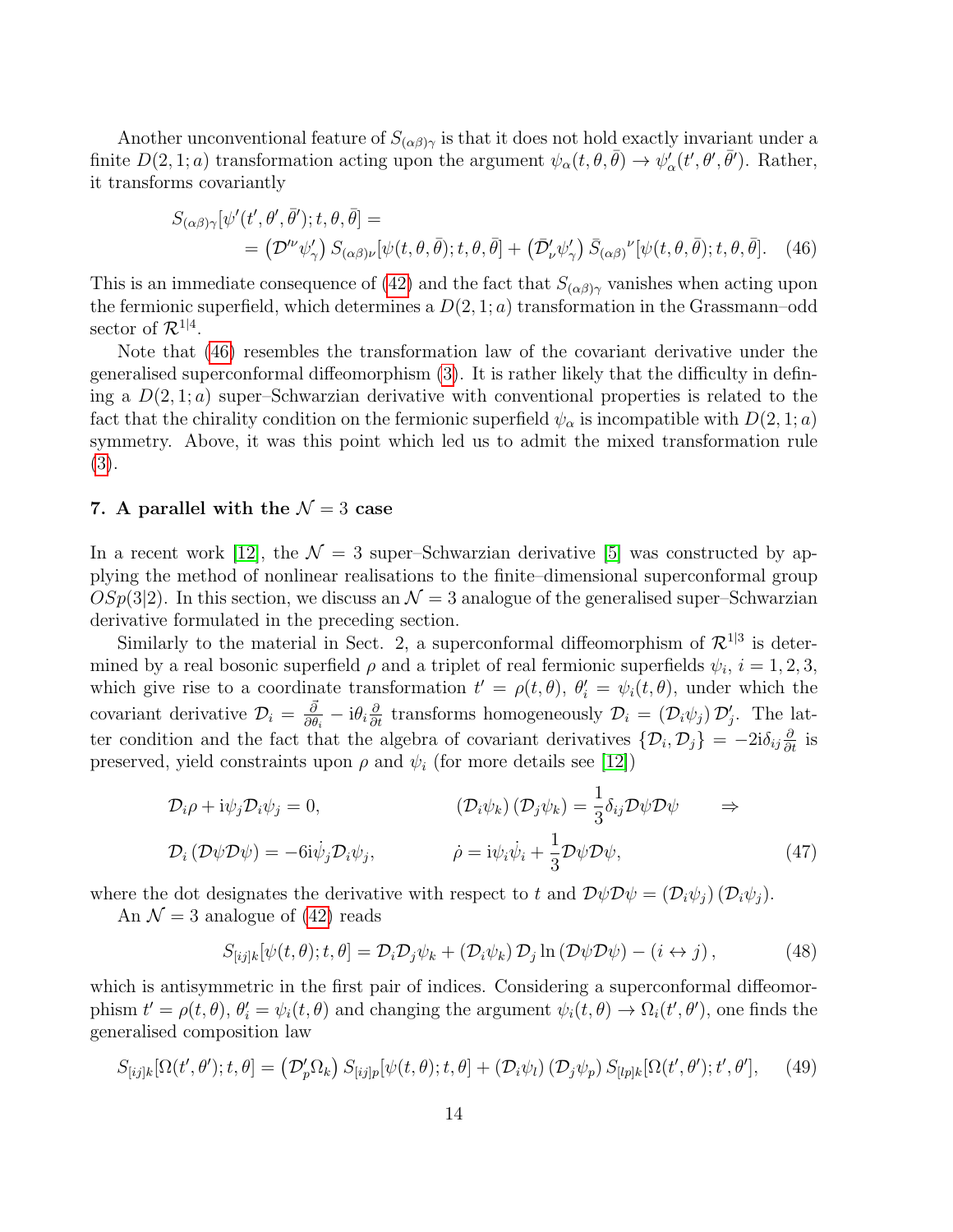Another unconventional feature of $S_{(\alpha\beta)\gamma}$ is that it does not hold exactly invariant under a finite $D(2,1;a)$ transformation acting upon the argument $\psi_\alpha(t,\theta,\bar\theta) \to \psi'_\alpha(t',\theta',\bar\theta')$. Rather, it transforms covariantly

$$
\begin{aligned}
&S_{(\alpha\beta)\gamma}[\psi'(t',\theta',\bar\theta');t,\theta,\bar\theta] = \\
&\quad = \left(\mathcal{D}'^{\nu}\psi'_\gamma\right) S_{(\alpha\beta)\nu}[\psi(t,\theta,\bar\theta);t,\theta,\bar\theta] + \left(\bar{\mathcal{D}}'_\nu\psi'_\gamma\right) \bar S_{(\alpha\beta)}{}^{\nu}[\psi(t,\theta,\bar\theta);t,\theta,\bar\theta]. \quad (46)
\end{aligned}
$$

This is an immediate consequence of (42) and the fact that $S_{(\alpha\beta)\gamma}$ vanishes when acting upon the fermionic superfield, which determines a $D(2,1;a)$ transformation in the Grassmann–odd sector of $\mathcal{R}^{1|4}$.

Note that (46) resembles the transformation law of the covariant derivative under the generalised superconformal diffeomorphism (3). It is rather likely that the difficulty in defining a $D(2,1;a)$ super–Schwarzian derivative with conventional properties is related to the fact that the chirality condition on the fermionic superfield $\psi_\alpha$ is incompatible with $D(2,1;a)$ symmetry. Above, it was this point which led us to admit the mixed transformation rule (3).

## 7. A parallel with the $\mathcal{N}=3$ case

In a recent work [12], the $\mathcal{N}=3$ super–Schwarzian derivative [5] was constructed by applying the method of nonlinear realisations to the finite–dimensional superconformal group $OSp(3|2)$. In this section, we discuss an $\mathcal{N}=3$ analogue of the generalised super–Schwarzian derivative formulated in the preceding section.

Similarly to the material in Sect. 2, a superconformal diffeomorphism of $\mathcal{R}^{1|3}$ is determined by a real bosonic superfield $\rho$ and a triplet of real fermionic superfields $\psi_i$, $i=1,2,3$, which give rise to a coordinate transformation $t'=\rho(t,\theta)$, $\theta'_i=\psi_i(t,\theta)$, under which the covariant derivative $\mathcal{D}_i = \frac{\vec\partial}{\partial\theta_i} - \mathrm{i}\theta_i\frac{\partial}{\partial t}$ transforms homogeneously $\mathcal{D}_i = (\mathcal{D}_i\psi_j)\,\mathcal{D}'_j$. The latter condition and the fact that the algebra of covariant derivatives $\{\mathcal{D}_i,\mathcal{D}_j\} = -2\mathrm{i}\delta_{ij}\frac{\partial}{\partial t}$ is preserved, yield constraints upon $\rho$ and $\psi_i$ (for more details see [12])

$$
\begin{aligned}
&\mathcal{D}_i\rho + \mathrm{i}\psi_j\mathcal{D}_i\psi_j = 0, \qquad &&(\mathcal{D}_i\psi_k)(\mathcal{D}_j\psi_k) = \frac{1}{3}\delta_{ij}\mathcal{D}\psi\mathcal{D}\psi \qquad \Rightarrow \\
&\mathcal{D}_i\left(\mathcal{D}\psi\mathcal{D}\psi\right) = -6\mathrm{i}\dot\psi_j\mathcal{D}_i\psi_j, \qquad &&\dot\rho = \mathrm{i}\psi_i\dot\psi_i + \frac{1}{3}\mathcal{D}\psi\mathcal{D}\psi, \qquad (47)
\end{aligned}
$$

where the dot designates the derivative with respect to $t$ and $\mathcal{D}\psi\mathcal{D}\psi = (\mathcal{D}_i\psi_j)(\mathcal{D}_i\psi_j)$.

An $\mathcal{N}=3$ analogue of (42) reads

$$
S_{[ij]k}[\psi(t,\theta);t,\theta] = \mathcal{D}_i\mathcal{D}_j\psi_k + (\mathcal{D}_i\psi_k)\,\mathcal{D}_j\ln\left(\mathcal{D}\psi\mathcal{D}\psi\right) - (i\leftrightarrow j)\,, \qquad (48)
$$

which is antisymmetric in the first pair of indices. Considering a superconformal diffeomorphism $t'=\rho(t,\theta)$, $\theta'_i=\psi_i(t,\theta)$ and changing the argument $\psi_i(t,\theta)\to\Omega_i(t',\theta')$, one finds the generalised composition law

$$
S_{[ij]k}[\Omega(t',\theta');t,\theta] = \left(\mathcal{D}'_p\Omega_k\right) S_{[ij]p}[\psi(t,\theta);t,\theta] + (\mathcal{D}_i\psi_l)\,(\mathcal{D}_j\psi_p)\, S_{[lp]k}[\Omega(t',\theta');t',\theta'], \qquad (49)
$$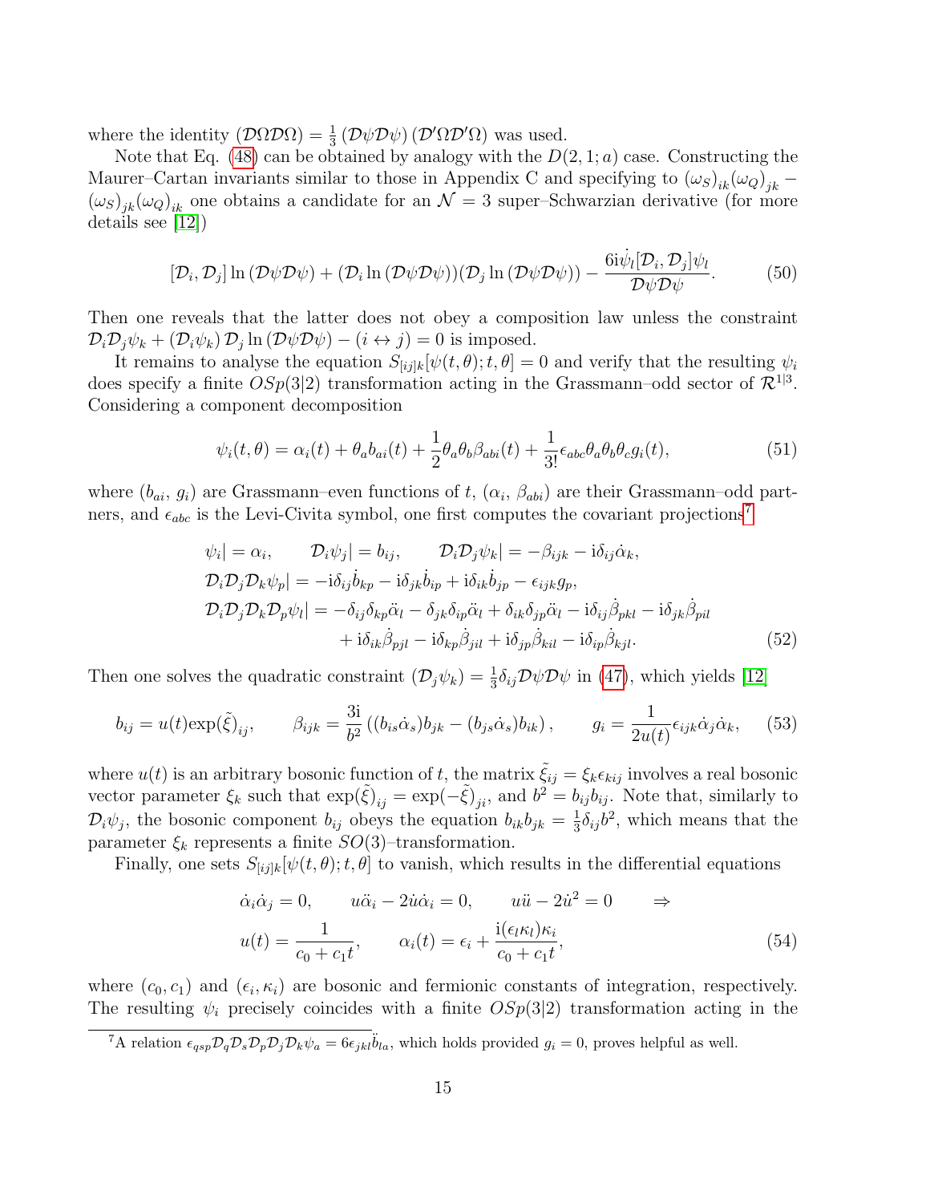where the identity $(\mathcal{D}\Omega\mathcal{D}\Omega) = \frac{1}{3}(\mathcal{D}\psi\mathcal{D}\psi)(\mathcal{D}'\Omega\mathcal{D}'\Omega)$ was used.

Note that Eq. (48) can be obtained by analogy with the $D(2,1;a)$ case. Constructing the Maurer–Cartan invariants similar to those in Appendix C and specifying to $(\omega_S)_{ik}(\omega_Q)_{jk} - (\omega_S)_{jk}(\omega_Q)_{ik}$ one obtains a candidate for an $\mathcal{N}=3$ super–Schwarzian derivative (for more details see [12])

$$[\mathcal{D}_i,\mathcal{D}_j]\ln(\mathcal{D}\psi\mathcal{D}\psi) + (\mathcal{D}_i\ln(\mathcal{D}\psi\mathcal{D}\psi))(\mathcal{D}_j\ln(\mathcal{D}\psi\mathcal{D}\psi)) - \frac{6\mathrm{i}\dot{\psi}_l[\mathcal{D}_i,\mathcal{D}_j]\psi_l}{\mathcal{D}\psi\mathcal{D}\psi}. \tag{50}$$

Then one reveals that the latter does not obey a composition law unless the constraint $\mathcal{D}_i\mathcal{D}_j\psi_k + (\mathcal{D}_i\psi_k)\mathcal{D}_j\ln(\mathcal{D}\psi\mathcal{D}\psi) - (i\leftrightarrow j) = 0$ is imposed.

It remains to analyse the equation $S_{[ij]k}[\psi(t,\theta);t,\theta]=0$ and verify that the resulting $\psi_i$ does specify a finite $OSp(3|2)$ transformation acting in the Grassmann–odd sector of $\mathcal{R}^{1|3}$. Considering a component decomposition

$$\psi_i(t,\theta) = \alpha_i(t) + \theta_a b_{ai}(t) + \frac{1}{2}\theta_a\theta_b\beta_{abi}(t) + \frac{1}{3!}\epsilon_{abc}\theta_a\theta_b\theta_c g_i(t), \tag{51}$$

where $(b_{ai},\, g_i)$ are Grassmann–even functions of $t$, $(\alpha_i,\, \beta_{abi})$ are their Grassmann–odd partners, and $\epsilon_{abc}$ is the Levi-Civita symbol, one first computes the covariant projections[7]

$$\begin{aligned}
&\psi_i| = \alpha_i, \qquad \mathcal{D}_i\psi_j| = b_{ij}, \qquad \mathcal{D}_i\mathcal{D}_j\psi_k| = -\beta_{ijk} - \mathrm{i}\delta_{ij}\dot{\alpha}_k,\\
&\mathcal{D}_i\mathcal{D}_j\mathcal{D}_k\psi_p| = -\mathrm{i}\delta_{ij}\dot{b}_{kp} - \mathrm{i}\delta_{jk}\dot{b}_{ip} + \mathrm{i}\delta_{ik}\dot{b}_{jp} - \epsilon_{ijk}g_p,\\
&\mathcal{D}_i\mathcal{D}_j\mathcal{D}_k\mathcal{D}_p\psi_l| = -\delta_{ij}\delta_{kp}\ddot{\alpha}_l - \delta_{jk}\delta_{ip}\ddot{\alpha}_l + \delta_{ik}\delta_{jp}\ddot{\alpha}_l - \mathrm{i}\delta_{ij}\dot{\beta}_{pkl} - \mathrm{i}\delta_{jk}\dot{\beta}_{pil}\\
&\qquad\qquad + \mathrm{i}\delta_{ik}\dot{\beta}_{pjl} - \mathrm{i}\delta_{kp}\dot{\beta}_{jil} + \mathrm{i}\delta_{jp}\dot{\beta}_{kil} - \mathrm{i}\delta_{ip}\dot{\beta}_{kjl}.
\end{aligned} \tag{52}$$

Then one solves the quadratic constraint $(\mathcal{D}_j\psi_k) = \frac{1}{3}\delta_{ij}\mathcal{D}\psi\mathcal{D}\psi$ in (47), which yields [12]

$$b_{ij} = u(t)\exp(\tilde{\xi})_{ij}, \qquad \beta_{ijk} = \frac{3\mathrm{i}}{b^2}\left((b_{is}\dot{\alpha}_s)b_{jk} - (b_{js}\dot{\alpha}_s)b_{ik}\right), \qquad g_i = \frac{1}{2u(t)}\epsilon_{ijk}\dot{\alpha}_j\dot{\alpha}_k, \tag{53}$$

where $u(t)$ is an arbitrary bosonic function of $t$, the matrix $\tilde{\xi}_{ij} = \xi_k\epsilon_{kij}$ involves a real bosonic vector parameter $\xi_k$ such that $\exp(\tilde{\xi})_{ij} = \exp(-\tilde{\xi})_{ji}$, and $b^2 = b_{ij}b_{ij}$. Note that, similarly to $\mathcal{D}_i\psi_j$, the bosonic component $b_{ij}$ obeys the equation $b_{ik}b_{jk} = \frac{1}{3}\delta_{ij}b^2$, which means that the parameter $\xi_k$ represents a finite $SO(3)$–transformation.

Finally, one sets $S_{[ij]k}[\psi(t,\theta);t,\theta]$ to vanish, which results in the differential equations

$$\begin{aligned}
&\dot{\alpha}_i\dot{\alpha}_j = 0, \qquad u\ddot{\alpha}_i - 2\dot{u}\dot{\alpha}_i = 0, \qquad u\ddot{u} - 2\dot{u}^2 = 0 \qquad \Rightarrow\\
&u(t) = \frac{1}{c_0 + c_1 t}, \qquad \alpha_i(t) = \epsilon_i + \frac{\mathrm{i}(\epsilon_l\kappa_l)\kappa_i}{c_0 + c_1 t},
\end{aligned} \tag{54}$$

where $(c_0, c_1)$ and $(\epsilon_i, \kappa_i)$ are bosonic and fermionic constants of integration, respectively. The resulting $\psi_i$ precisely coincides with a finite $OSp(3|2)$ transformation acting in the

---

[7] A relation $\epsilon_{qsp}\mathcal{D}_q\mathcal{D}_s\mathcal{D}_p\mathcal{D}_j\mathcal{D}_k\psi_a = 6\epsilon_{jkl}\ddot{b}_{la}$, which holds provided $g_i = 0$, proves helpful as well.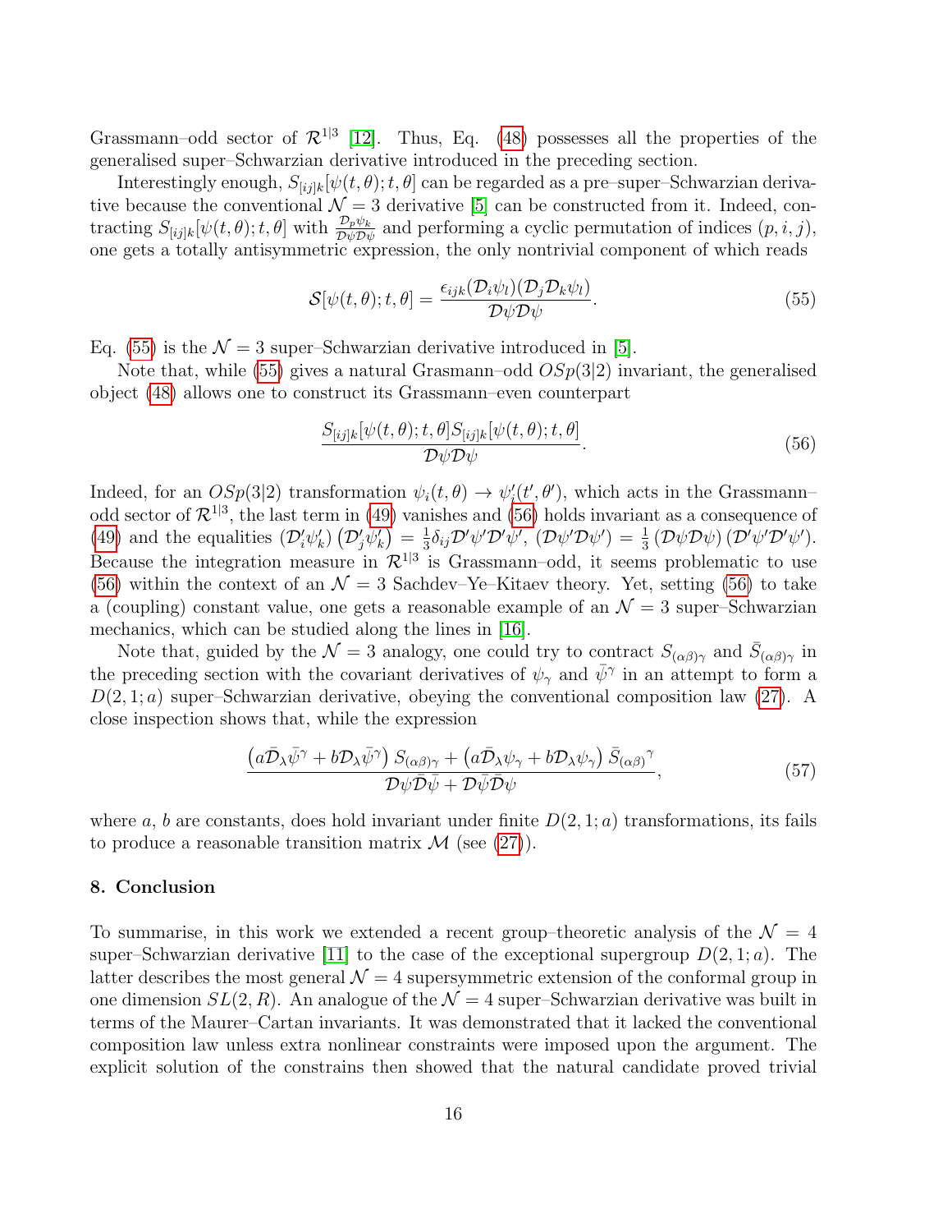Grassmann–odd sector of $\mathcal{R}^{1|3}$ [12]. Thus, Eq. (48) possesses all the properties of the generalised super–Schwarzian derivative introduced in the preceding section.

Interestingly enough, $S_{[ij]k}[\psi(t,\theta);t,\theta]$ can be regarded as a pre–super–Schwarzian derivative because the conventional $\mathcal{N}=3$ derivative [5] can be constructed from it. Indeed, contracting $S_{[ij]k}[\psi(t,\theta);t,\theta]$ with $\frac{\mathcal{D}_p\psi_k}{\mathcal{D}\psi\mathcal{D}\psi}$ and performing a cyclic permutation of indices $(p,i,j)$, one gets a totally antisymmetric expression, the only nontrivial component of which reads

$$\mathcal{S}[\psi(t,\theta);t,\theta]=\frac{\epsilon_{ijk}(\mathcal{D}_i\psi_l)(\mathcal{D}_j\mathcal{D}_k\psi_l)}{\mathcal{D}\psi\mathcal{D}\psi}. \tag{55}$$

Eq. (55) is the $\mathcal{N}=3$ super–Schwarzian derivative introduced in [5].

Note that, while (55) gives a natural Grasmann–odd $OSp(3|2)$ invariant, the generalised object (48) allows one to construct its Grassmann–even counterpart

$$\frac{S_{[ij]k}[\psi(t,\theta);t,\theta]S_{[ij]k}[\psi(t,\theta);t,\theta]}{\mathcal{D}\psi\mathcal{D}\psi}. \tag{56}$$

Indeed, for an $OSp(3|2)$ transformation $\psi_i(t,\theta)\rightarrow\psi'_i(t',\theta')$, which acts in the Grassmann–odd sector of $\mathcal{R}^{1|3}$, the last term in (49) vanishes and (56) holds invariant as a consequence of (49) and the equalities $\left(\mathcal{D}'_i\psi'_k\right)\left(\mathcal{D}'_j\psi'_k\right)=\frac{1}{3}\delta_{ij}\mathcal{D}'\psi'\mathcal{D}'\psi'$, $(\mathcal{D}\psi'\mathcal{D}\psi')=\frac{1}{3}\left(\mathcal{D}\psi\mathcal{D}\psi\right)\left(\mathcal{D}'\psi'\mathcal{D}'\psi'\right)$. Because the integration measure in $\mathcal{R}^{1|3}$ is Grassmann–odd, it seems problematic to use (56) within the context of an $\mathcal{N}=3$ Sachdev–Ye–Kitaev theory. Yet, setting (56) to take a (coupling) constant value, one gets a reasonable example of an $\mathcal{N}=3$ super–Schwarzian mechanics, which can be studied along the lines in [16].

Note that, guided by the $\mathcal{N}=3$ analogy, one could try to contract $S_{(\alpha\beta)\gamma}$ and $\bar{S}_{(\alpha\beta)\gamma}$ in the preceding section with the covariant derivatives of $\psi_\gamma$ and $\bar{\psi}^\gamma$ in an attempt to form a $D(2,1;a)$ super–Schwarzian derivative, obeying the conventional composition law (27). A close inspection shows that, while the expression

$$\frac{\left(a\bar{\mathcal{D}}_\lambda\bar{\psi}^\gamma+b\mathcal{D}_\lambda\bar{\psi}^\gamma\right)S_{(\alpha\beta)\gamma}+\left(a\bar{\mathcal{D}}_\lambda\psi_\gamma+b\mathcal{D}_\lambda\psi_\gamma\right)\bar{S}_{(\alpha\beta)}{}^\gamma}{\mathcal{D}\psi\bar{\mathcal{D}}\bar{\psi}+\mathcal{D}\bar{\psi}\bar{\mathcal{D}}\psi}, \tag{57}$$

where $a$, $b$ are constants, does hold invariant under finite $D(2,1;a)$ transformations, its fails to produce a reasonable transition matrix $\mathcal{M}$ (see (27)).

## 8. Conclusion

To summarise, in this work we extended a recent group–theoretic analysis of the $\mathcal{N}=4$ super–Schwarzian derivative [11] to the case of the exceptional supergroup $D(2,1;a)$. The latter describes the most general $\mathcal{N}=4$ supersymmetric extension of the conformal group in one dimension $SL(2,R)$. An analogue of the $\mathcal{N}=4$ super–Schwarzian derivative was built in terms of the Maurer–Cartan invariants. It was demonstrated that it lacked the conventional composition law unless extra nonlinear constraints were imposed upon the argument. The explicit solution of the constrains then showed that the natural candidate proved trivial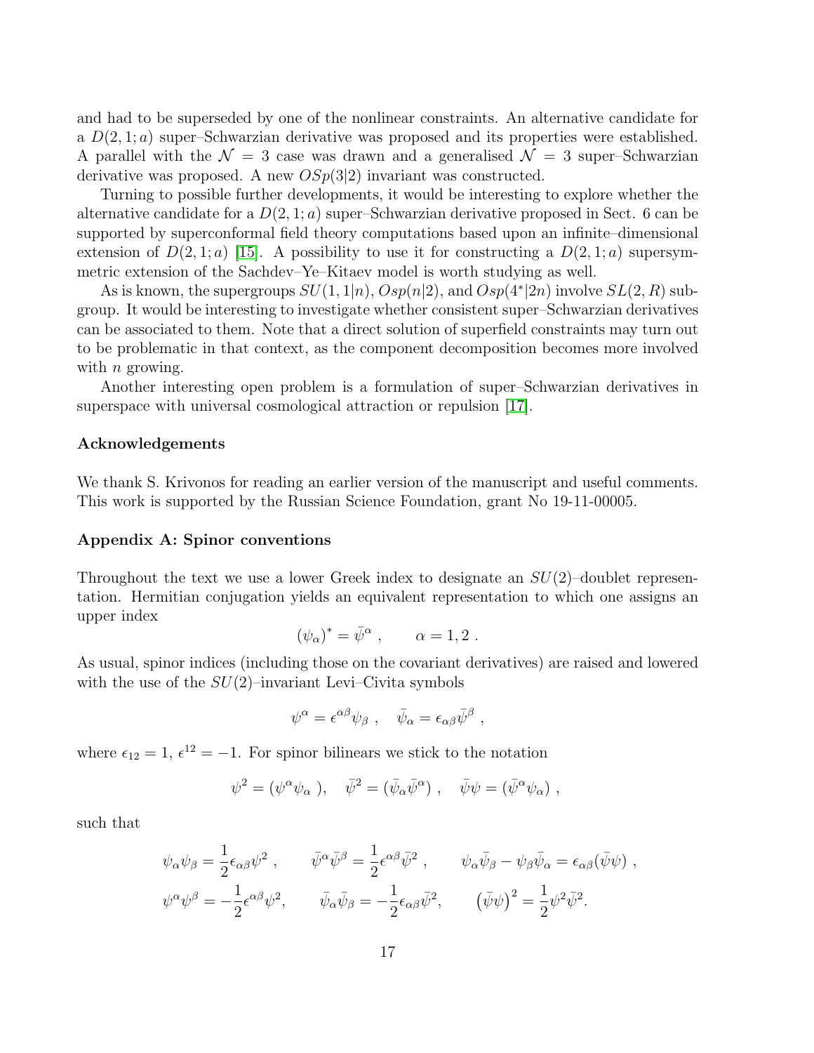and had to be superseded by one of the nonlinear constraints. An alternative candidate for a $D(2,1;a)$ super–Schwarzian derivative was proposed and its properties were established. A parallel with the $\mathcal{N}=3$ case was drawn and a generalised $\mathcal{N}=3$ super–Schwarzian derivative was proposed. A new $OSp(3|2)$ invariant was constructed.

Turning to possible further developments, it would be interesting to explore whether the alternative candidate for a $D(2,1;a)$ super–Schwarzian derivative proposed in Sect. 6 can be supported by superconformal field theory computations based upon an infinite–dimensional extension of $D(2,1;a)$ [15]. A possibility to use it for constructing a $D(2,1;a)$ supersymmetric extension of the Sachdev–Ye–Kitaev model is worth studying as well.

As is known, the supergroups $SU(1,1|n)$, $Osp(n|2)$, and $Osp(4^*|2n)$ involve $SL(2,R)$ subgroup. It would be interesting to investigate whether consistent super–Schwarzian derivatives can be associated to them. Note that a direct solution of superfield constraints may turn out to be problematic in that context, as the component decomposition becomes more involved with $n$ growing.

Another interesting open problem is a formulation of super–Schwarzian derivatives in superspace with universal cosmological attraction or repulsion [17].

**Acknowledgements**

We thank S. Krivonos for reading an earlier version of the manuscript and useful comments. This work is supported by the Russian Science Foundation, grant No 19-11-00005.

**Appendix A: Spinor conventions**

Throughout the text we use a lower Greek index to designate an $SU(2)$–doublet representation. Hermitian conjugation yields an equivalent representation to which one assigns an upper index

$$(\psi_\alpha)^* = \bar{\psi}^\alpha , \qquad \alpha = 1, 2 .$$

As usual, spinor indices (including those on the covariant derivatives) are raised and lowered with the use of the $SU(2)$–invariant Levi–Civita symbols

$$\psi^\alpha = \epsilon^{\alpha\beta}\psi_\beta , \quad \bar{\psi}_\alpha = \epsilon_{\alpha\beta}\bar{\psi}^\beta ,$$

where $\epsilon_{12}=1$, $\epsilon^{12}=-1$. For spinor bilinears we stick to the notation

$$\psi^2 = (\psi^\alpha\psi_\alpha ), \quad \bar{\psi}^2 = (\bar{\psi}_\alpha\bar{\psi}^\alpha) , \quad \bar{\psi}\psi = (\bar{\psi}^\alpha\psi_\alpha) ,$$

such that

$$\psi_\alpha\psi_\beta = \frac{1}{2}\epsilon_{\alpha\beta}\psi^2 , \qquad \bar{\psi}^\alpha\bar{\psi}^\beta = \frac{1}{2}\epsilon^{\alpha\beta}\bar{\psi}^2 , \qquad \psi_\alpha\bar{\psi}_\beta - \psi_\beta\bar{\psi}_\alpha = \epsilon_{\alpha\beta}(\bar{\psi}\psi) ,$$
$$\psi^\alpha\psi^\beta = -\frac{1}{2}\epsilon^{\alpha\beta}\psi^2, \qquad \bar{\psi}_\alpha\bar{\psi}_\beta = -\frac{1}{2}\epsilon_{\alpha\beta}\bar{\psi}^2, \qquad \left(\bar{\psi}\psi\right)^2 = \frac{1}{2}\psi^2\bar{\psi}^2.$$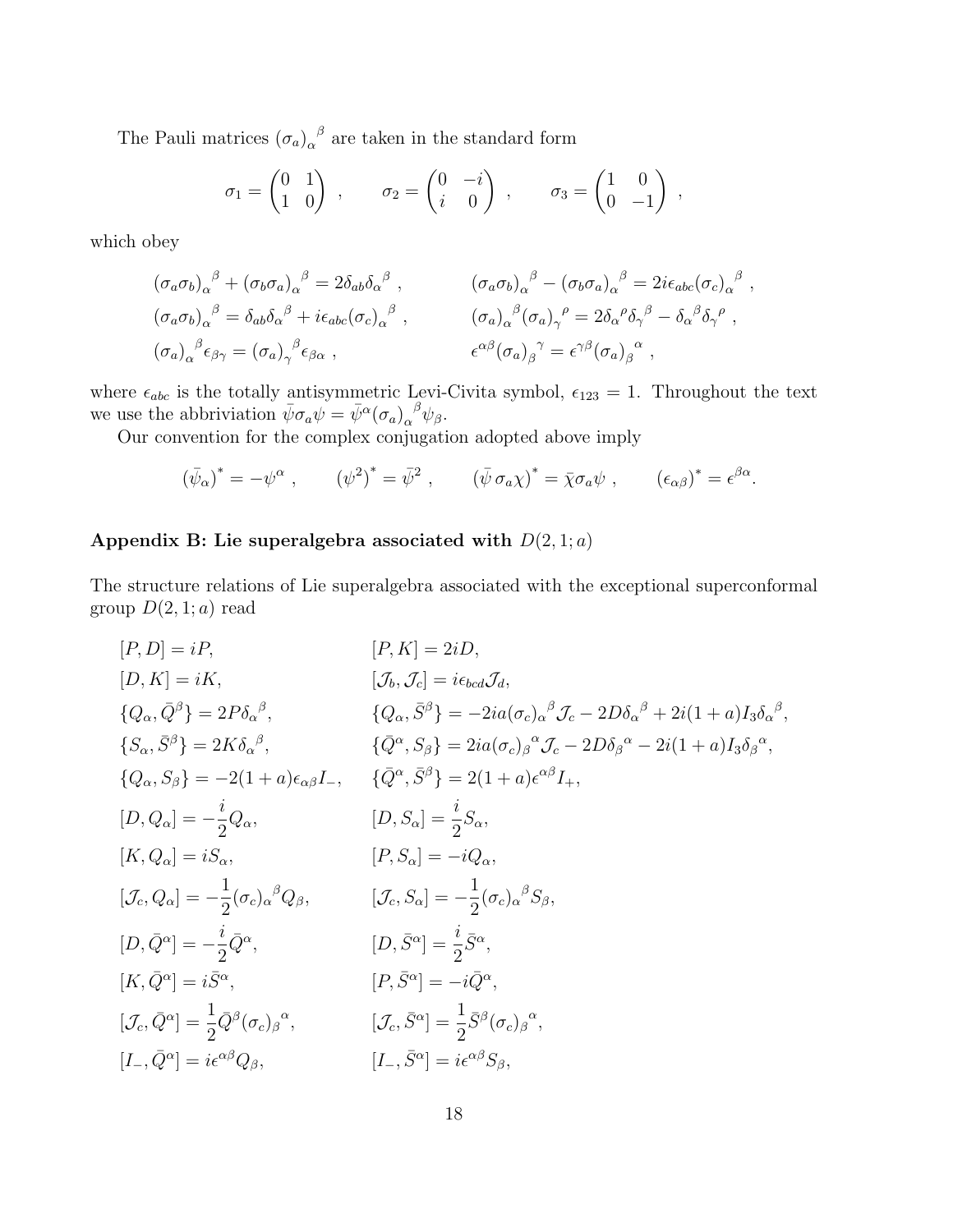The Pauli matrices ${(\sigma_a)_\alpha}^\beta$ are taken in the standard form

$$\sigma_1 = \begin{pmatrix} 0 & 1 \\ 1 & 0 \end{pmatrix} , \qquad \sigma_2 = \begin{pmatrix} 0 & -i \\ i & 0 \end{pmatrix} , \qquad \sigma_3 = \begin{pmatrix} 1 & 0 \\ 0 & -1 \end{pmatrix} ,$$

which obey

$$\begin{aligned}
&{(\sigma_a\sigma_b)_\alpha}^\beta + {(\sigma_b\sigma_a)_\alpha}^\beta = 2\delta_{ab}{\delta_\alpha}^\beta , && {(\sigma_a\sigma_b)_\alpha}^\beta - {(\sigma_b\sigma_a)_\alpha}^\beta = 2i\epsilon_{abc}{(\sigma_c)_\alpha}^\beta , \\
&{(\sigma_a\sigma_b)_\alpha}^\beta = \delta_{ab}{\delta_\alpha}^\beta + i\epsilon_{abc}{(\sigma_c)_\alpha}^\beta , && {(\sigma_a)_\alpha}^\beta{(\sigma_a)_\gamma}^\rho = 2{\delta_\alpha}^\rho{\delta_\gamma}^\beta - {\delta_\alpha}^\beta{\delta_\gamma}^\rho , \\
&{(\sigma_a)_\alpha}^\beta\epsilon_{\beta\gamma} = {(\sigma_a)_\gamma}^\beta\epsilon_{\beta\alpha} , && \epsilon^{\alpha\beta}{(\sigma_a)_\beta}^\gamma = \epsilon^{\gamma\beta}{(\sigma_a)_\beta}^\alpha ,
\end{aligned}$$

where $\epsilon_{abc}$ is the totally antisymmetric Levi-Civita symbol, $\epsilon_{123} = 1$. Throughout the text we use the abbriviation $\bar\psi\sigma_a\psi = \bar\psi^\alpha{(\sigma_a)_\alpha}^\beta\psi_\beta$.

Our convention for the complex conjugation adopted above imply

$$(\bar\psi_\alpha)^* = -\psi^\alpha , \qquad (\psi^2)^* = \bar\psi^2 , \qquad (\bar\psi\,\sigma_a\chi)^* = \bar\chi\sigma_a\psi , \qquad (\epsilon_{\alpha\beta})^* = \epsilon^{\beta\alpha}.$$

### Appendix B: Lie superalgebra associated with $D(2,1;a)$

The structure relations of Lie superalgebra associated with the exceptional superconformal group $D(2,1;a)$ read

$$\begin{aligned}
&[P,D] = iP, && [P,K] = 2iD, \\
&[D,K] = iK, && [\mathcal{J}_b,\mathcal{J}_c] = i\epsilon_{bcd}\mathcal{J}_d, \\
&\{Q_\alpha,\bar Q^\beta\} = 2P{\delta_\alpha}^\beta, && \{Q_\alpha,\bar S^\beta\} = -2ia{(\sigma_c)_\alpha}^\beta\mathcal{J}_c - 2D{\delta_\alpha}^\beta + 2i(1+a)I_3{\delta_\alpha}^\beta, \\
&\{S_\alpha,\bar S^\beta\} = 2K{\delta_\alpha}^\beta, && \{\bar Q^\alpha, S_\beta\} = 2ia{(\sigma_c)_\beta}^\alpha\mathcal{J}_c - 2D{\delta_\beta}^\alpha - 2i(1+a)I_3{\delta_\beta}^\alpha, \\
&\{Q_\alpha,S_\beta\} = -2(1+a)\epsilon_{\alpha\beta}I_-, && \{\bar Q^\alpha,\bar S^\beta\} = 2(1+a)\epsilon^{\alpha\beta}I_+, \\
&[D,Q_\alpha] = -\frac{i}{2}Q_\alpha, && [D,S_\alpha] = \frac{i}{2}S_\alpha, \\
&[K,Q_\alpha] = iS_\alpha, && [P,S_\alpha] = -iQ_\alpha, \\
&[\mathcal{J}_c,Q_\alpha] = -\frac{1}{2}{(\sigma_c)_\alpha}^\beta Q_\beta, && [\mathcal{J}_c,S_\alpha] = -\frac{1}{2}{(\sigma_c)_\alpha}^\beta S_\beta, \\
&[D,\bar Q^\alpha] = -\frac{i}{2}\bar Q^\alpha, && [D,\bar S^\alpha] = \frac{i}{2}\bar S^\alpha, \\
&[K,\bar Q^\alpha] = i\bar S^\alpha, && [P,\bar S^\alpha] = -i\bar Q^\alpha, \\
&[\mathcal{J}_c,\bar Q^\alpha] = \frac{1}{2}\bar Q^\beta{(\sigma_c)_\beta}^\alpha, && [\mathcal{J}_c,\bar S^\alpha] = \frac{1}{2}\bar S^\beta{(\sigma_c)_\beta}^\alpha, \\
&[I_-,\bar Q^\alpha] = i\epsilon^{\alpha\beta}Q_\beta, && [I_-,\bar S^\alpha] = i\epsilon^{\alpha\beta}S_\beta,
\end{aligned}$$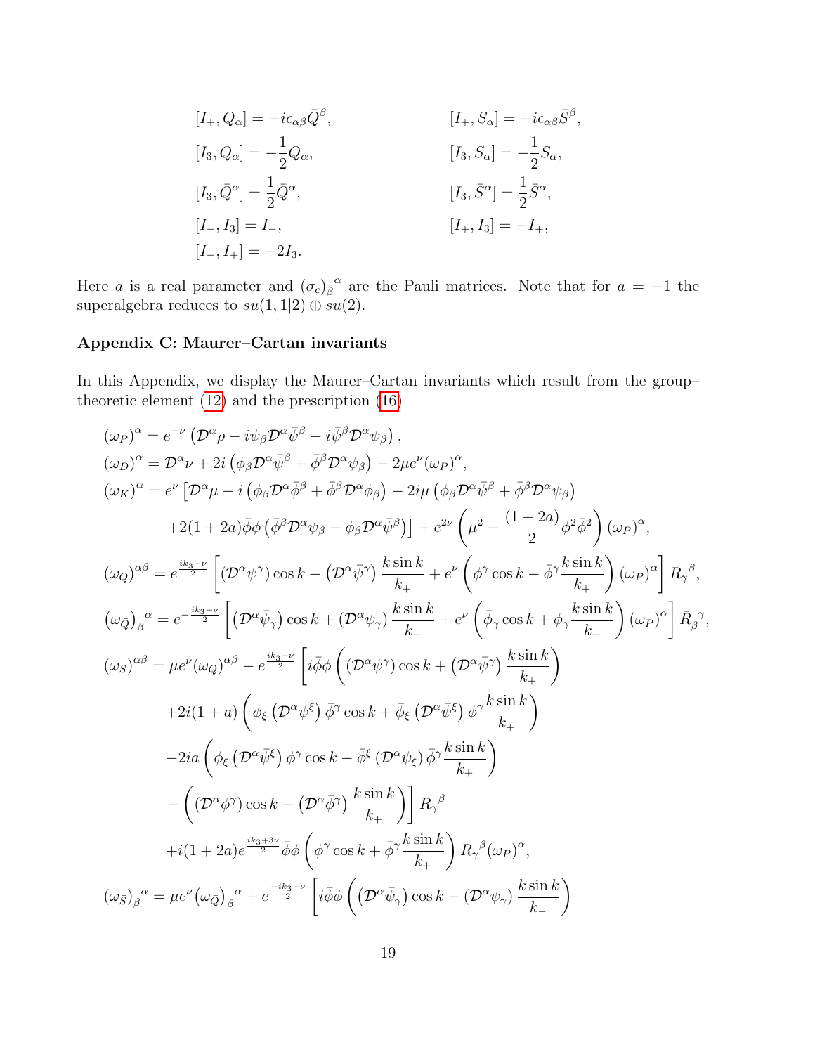$$
\begin{aligned}
[I_+, Q_\alpha] &= -i\epsilon_{\alpha\beta}\bar{Q}^\beta, & [I_+, S_\alpha] &= -i\epsilon_{\alpha\beta}\bar{S}^\beta, \\
[I_3, Q_\alpha] &= -\frac{1}{2}Q_\alpha, & [I_3, S_\alpha] &= -\frac{1}{2}S_\alpha, \\
[I_3, \bar{Q}^\alpha] &= \frac{1}{2}\bar{Q}^\alpha, & [I_3, \bar{S}^\alpha] &= \frac{1}{2}\bar{S}^\alpha, \\
[I_-, I_3] &= I_-, & [I_+, I_3] &= -I_+, \\
[I_-, I_+] &= -2I_3.
\end{aligned}
$$

Here $a$ is a real parameter and $(\sigma_c)_\beta{}^\alpha$ are the Pauli matrices. Note that for $a = -1$ the superalgebra reduces to $su(1,1|2) \oplus su(2)$.

### Appendix C: Maurer–Cartan invariants

In this Appendix, we display the Maurer–Cartan invariants which result from the group–theoretic element (12) and the prescription (16)

$$
\begin{aligned}
(\omega_P)^\alpha &= e^{-\nu}\left(\mathcal{D}^\alpha\rho - i\psi_\beta\mathcal{D}^\alpha\bar{\psi}^\beta - i\bar{\psi}^\beta\mathcal{D}^\alpha\psi_\beta\right), \\
(\omega_D)^\alpha &= \mathcal{D}^\alpha\nu + 2i\left(\phi_\beta\mathcal{D}^\alpha\bar{\psi}^\beta + \bar{\phi}^\beta\mathcal{D}^\alpha\psi_\beta\right) - 2\mu e^\nu(\omega_P)^\alpha, \\
(\omega_K)^\alpha &= e^\nu\Big[\mathcal{D}^\alpha\mu - i\left(\phi_\beta\mathcal{D}^\alpha\bar{\phi}^\beta + \bar{\phi}^\beta\mathcal{D}^\alpha\phi_\beta\right) - 2i\mu\left(\phi_\beta\mathcal{D}^\alpha\bar{\psi}^\beta + \bar{\phi}^\beta\mathcal{D}^\alpha\psi_\beta\right) \\
&\quad + 2(1+2a)\bar{\phi}\phi\left(\bar{\phi}^\beta\mathcal{D}^\alpha\psi_\beta - \phi_\beta\mathcal{D}^\alpha\bar{\psi}^\beta\right)\Big] + e^{2\nu}\left(\mu^2 - \frac{(1+2a)}{2}\phi^2\bar{\phi}^2\right)(\omega_P)^\alpha, \\
(\omega_Q)^{\alpha\beta} &= e^{\frac{ik_3-\nu}{2}}\left[\left(\mathcal{D}^\alpha\psi^\gamma\right)\cos k - \left(\mathcal{D}^\alpha\bar{\psi}^\gamma\right)\frac{k\sin k}{k_+} + e^\nu\left(\phi^\gamma\cos k - \bar{\phi}^\gamma\frac{k\sin k}{k_+}\right)(\omega_P)^\alpha\right]R_\gamma{}^\beta, \\
\left(\omega_{\bar{Q}}\right)_\beta{}^\alpha &= e^{-\frac{ik_3+\nu}{2}}\left[\left(\mathcal{D}^\alpha\bar{\psi}_\gamma\right)\cos k + \left(\mathcal{D}^\alpha\psi_\gamma\right)\frac{k\sin k}{k_-} + e^\nu\left(\bar{\phi}_\gamma\cos k + \phi_\gamma\frac{k\sin k}{k_-}\right)(\omega_P)^\alpha\right]\bar{R}_\beta{}^\gamma, \\
(\omega_S)^{\alpha\beta} &= \mu e^\nu(\omega_Q)^{\alpha\beta} - e^{\frac{ik_3+\nu}{2}}\Bigg[i\bar{\phi}\phi\left(\left(\mathcal{D}^\alpha\psi^\gamma\right)\cos k + \left(\mathcal{D}^\alpha\bar{\psi}^\gamma\right)\frac{k\sin k}{k_+}\right) \\
&\quad + 2i(1+a)\left(\phi_\xi\left(\mathcal{D}^\alpha\psi^\xi\right)\bar{\phi}^\gamma\cos k + \bar{\phi}_\xi\left(\mathcal{D}^\alpha\bar{\psi}^\xi\right)\phi^\gamma\frac{k\sin k}{k_+}\right) \\
&\quad - 2ia\left(\phi_\xi\left(\mathcal{D}^\alpha\bar{\psi}^\xi\right)\phi^\gamma\cos k - \bar{\phi}^\xi\left(\mathcal{D}^\alpha\psi_\xi\right)\bar{\phi}^\gamma\frac{k\sin k}{k_+}\right) \\
&\quad - \left(\left(\mathcal{D}^\alpha\phi^\gamma\right)\cos k - \left(\mathcal{D}^\alpha\bar{\phi}^\gamma\right)\frac{k\sin k}{k_+}\right)\Bigg]R_\gamma{}^\beta \\
&\quad + i(1+2a)e^{\frac{ik_3+3\nu}{2}}\bar{\phi}\phi\left(\phi^\gamma\cos k + \bar{\phi}^\gamma\frac{k\sin k}{k_+}\right)R_\gamma{}^\beta(\omega_P)^\alpha, \\
\left(\omega_{\bar{S}}\right)_\beta{}^\alpha &= \mu e^\nu\left(\omega_{\bar{Q}}\right)_\beta{}^\alpha + e^{\frac{-ik_3+\nu}{2}}\left[i\bar{\phi}\phi\left(\left(\mathcal{D}^\alpha\bar{\psi}_\gamma\right)\cos k - \left(\mathcal{D}^\alpha\psi_\gamma\right)\frac{k\sin k}{k_-}\right)\right.
\end{aligned}
$$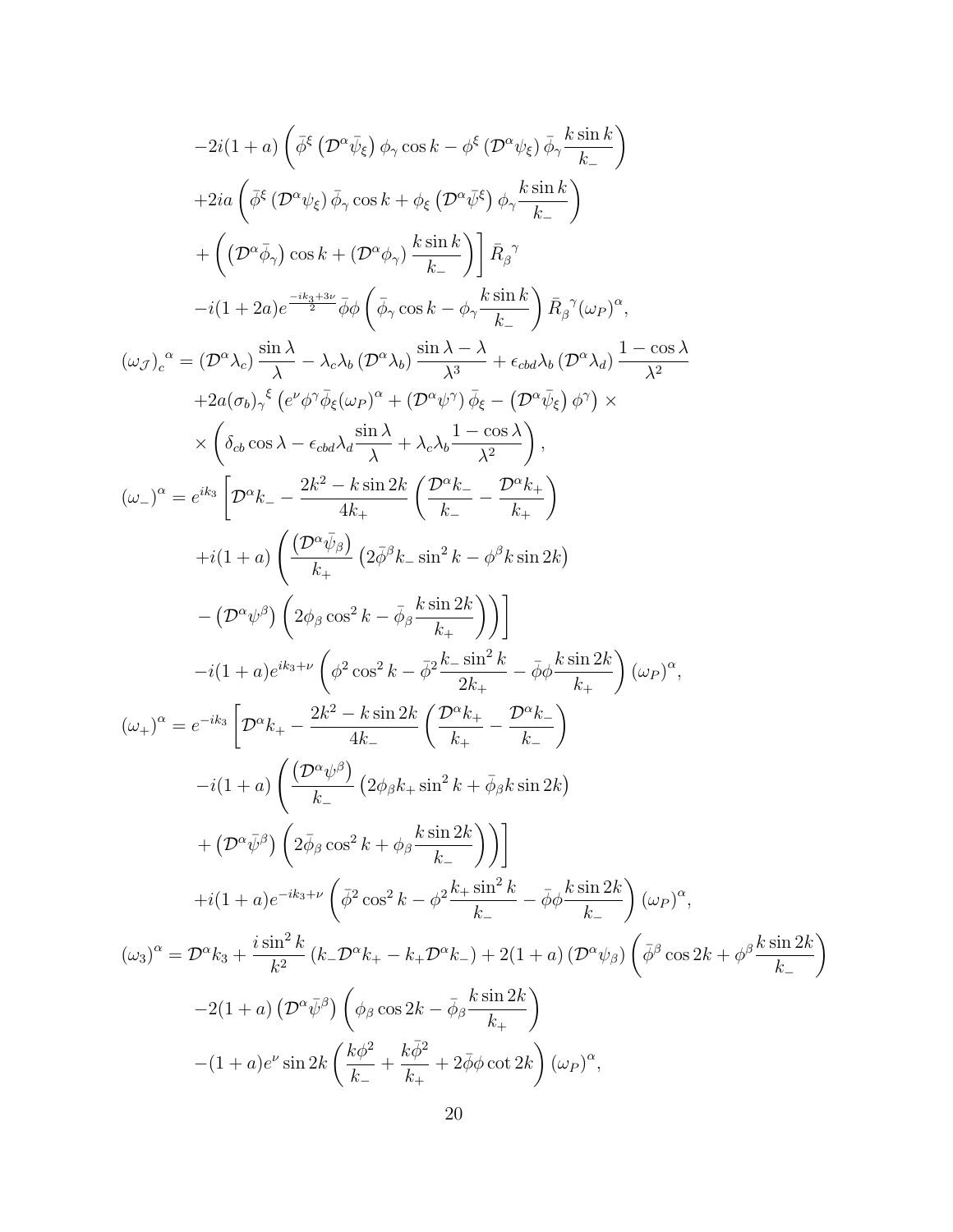$$
\begin{aligned}
&-2i(1+a)\left(\bar{\phi}^{\xi}\left(\mathcal{D}^{\alpha}\bar{\psi}_{\xi}\right)\phi_{\gamma}\cos k-\phi^{\xi}\left(\mathcal{D}^{\alpha}\psi_{\xi}\right)\bar{\phi}_{\gamma}\frac{k\sin k}{k_{-}}\right)\\
&+2ia\left(\bar{\phi}^{\xi}\left(\mathcal{D}^{\alpha}\psi_{\xi}\right)\bar{\phi}_{\gamma}\cos k+\phi_{\xi}\left(\mathcal{D}^{\alpha}\bar{\psi}^{\xi}\right)\phi_{\gamma}\frac{k\sin k}{k_{-}}\right)\\
&+\left(\left(\mathcal{D}^{\alpha}\bar{\phi}_{\gamma}\right)\cos k+\left(\mathcal{D}^{\alpha}\phi_{\gamma}\right)\frac{k\sin k}{k_{-}}\right)\bigg]\,\bar{R}_{\beta}{}^{\gamma}\\
&-i(1+2a)e^{\frac{-ik_{3}+3\nu}{2}}\bar{\phi}\phi\left(\bar{\phi}_{\gamma}\cos k-\phi_{\gamma}\frac{k\sin k}{k_{-}}\right)\bar{R}_{\beta}{}^{\gamma}(\omega_{P})^{\alpha},
\end{aligned}
$$

$$
\begin{aligned}
(\omega_{\mathcal{J}})_{c}{}^{\alpha}=&\left(\mathcal{D}^{\alpha}\lambda_{c}\right)\frac{\sin\lambda}{\lambda}-\lambda_{c}\lambda_{b}\left(\mathcal{D}^{\alpha}\lambda_{b}\right)\frac{\sin\lambda-\lambda}{\lambda^{3}}+\epsilon_{cbd}\lambda_{b}\left(\mathcal{D}^{\alpha}\lambda_{d}\right)\frac{1-\cos\lambda}{\lambda^{2}}\\
&+2a(\sigma_{b})_{\gamma}{}^{\xi}\left(e^{\nu}\phi^{\gamma}\bar{\phi}_{\xi}(\omega_{P})^{\alpha}+\left(\mathcal{D}^{\alpha}\psi^{\gamma}\right)\bar{\phi}_{\xi}-\left(\mathcal{D}^{\alpha}\bar{\psi}_{\xi}\right)\phi^{\gamma}\right)\times\\
&\times\left(\delta_{cb}\cos\lambda-\epsilon_{cbd}\lambda_{d}\frac{\sin\lambda}{\lambda}+\lambda_{c}\lambda_{b}\frac{1-\cos\lambda}{\lambda^{2}}\right),
\end{aligned}
$$

$$
\begin{aligned}
(\omega_{-})^{\alpha}=&\,e^{ik_{3}}\bigg[\mathcal{D}^{\alpha}k_{-}-\frac{2k^{2}-k\sin 2k}{4k_{+}}\left(\frac{\mathcal{D}^{\alpha}k_{-}}{k_{-}}-\frac{\mathcal{D}^{\alpha}k_{+}}{k_{+}}\right)\\
&+i(1+a)\left(\frac{\left(\mathcal{D}^{\alpha}\bar{\psi}_{\beta}\right)}{k_{+}}\left(2\bar{\phi}^{\beta}k_{-}\sin^{2}k-\phi^{\beta}k\sin 2k\right)\right.\\
&\left.-\left(\mathcal{D}^{\alpha}\psi^{\beta}\right)\left(2\phi_{\beta}\cos^{2}k-\bar{\phi}_{\beta}\frac{k\sin 2k}{k_{+}}\right)\right)\bigg]\\
&-i(1+a)e^{ik_{3}+\nu}\left(\phi^{2}\cos^{2}k-\bar{\phi}^{2}\frac{k_{-}\sin^{2}k}{2k_{+}}-\bar{\phi}\phi\frac{k\sin 2k}{k_{+}}\right)(\omega_{P})^{\alpha},
\end{aligned}
$$

$$
\begin{aligned}
(\omega_{+})^{\alpha}=&\,e^{-ik_{3}}\bigg[\mathcal{D}^{\alpha}k_{+}-\frac{2k^{2}-k\sin 2k}{4k_{-}}\left(\frac{\mathcal{D}^{\alpha}k_{+}}{k_{+}}-\frac{\mathcal{D}^{\alpha}k_{-}}{k_{-}}\right)\\
&-i(1+a)\left(\frac{\left(\mathcal{D}^{\alpha}\psi^{\beta}\right)}{k_{-}}\left(2\phi_{\beta}k_{+}\sin^{2}k+\bar{\phi}_{\beta}k\sin 2k\right)\right.\\
&\left.+\left(\mathcal{D}^{\alpha}\bar{\psi}^{\beta}\right)\left(2\bar{\phi}_{\beta}\cos^{2}k+\phi_{\beta}\frac{k\sin 2k}{k_{-}}\right)\right)\bigg]\\
&+i(1+a)e^{-ik_{3}+\nu}\left(\bar{\phi}^{2}\cos^{2}k-\phi^{2}\frac{k_{+}\sin^{2}k}{k_{-}}-\bar{\phi}\phi\frac{k\sin 2k}{k_{-}}\right)(\omega_{P})^{\alpha},
\end{aligned}
$$

$$
\begin{aligned}
(\omega_{3})^{\alpha}=&\,\mathcal{D}^{\alpha}k_{3}+\frac{i\sin^{2}k}{k^{2}}\left(k_{-}\mathcal{D}^{\alpha}k_{+}-k_{+}\mathcal{D}^{\alpha}k_{-}\right)+2(1+a)\left(\mathcal{D}^{\alpha}\psi_{\beta}\right)\left(\bar{\phi}^{\beta}\cos 2k+\phi^{\beta}\frac{k\sin 2k}{k_{-}}\right)\\
&-2(1+a)\left(\mathcal{D}^{\alpha}\bar{\psi}^{\beta}\right)\left(\phi_{\beta}\cos 2k-\bar{\phi}_{\beta}\frac{k\sin 2k}{k_{+}}\right)\\
&-(1+a)e^{\nu}\sin 2k\left(\frac{k\phi^{2}}{k_{-}}+\frac{k\bar{\phi}^{2}}{k_{+}}+2\bar{\phi}\phi\cot 2k\right)(\omega_{P})^{\alpha},
\end{aligned}
$$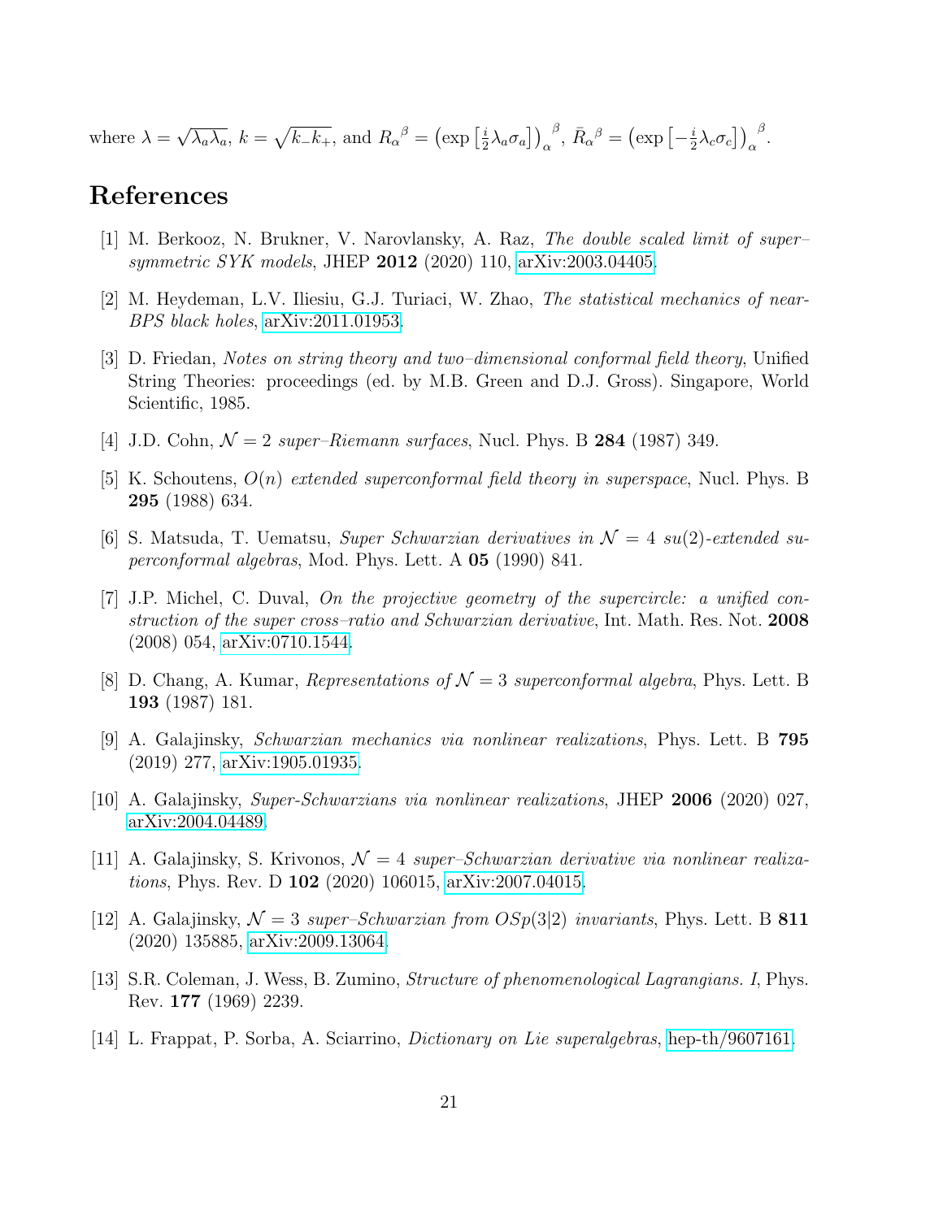where $\lambda = \sqrt{\lambda_a \lambda_a}$, $k = \sqrt{k_- k_+}$, and $R_\alpha{}^\beta = \left(\exp\left[\frac{i}{2}\lambda_a \sigma_a\right]\right)_\alpha{}^\beta$, $\bar{R}_\alpha{}^\beta = \left(\exp\left[-\frac{i}{2}\lambda_c \sigma_c\right]\right)_\alpha{}^\beta$.

# References

[1] M. Berkooz, N. Brukner, V. Narovlansky, A. Raz, *The double scaled limit of super–symmetric SYK models*, JHEP **2012** (2020) 110, arXiv:2003.04405.

[2] M. Heydeman, L.V. Iliesiu, G.J. Turiaci, W. Zhao, *The statistical mechanics of near-BPS black holes*, arXiv:2011.01953.

[3] D. Friedan, *Notes on string theory and two–dimensional conformal field theory*, Unified String Theories: proceedings (ed. by M.B. Green and D.J. Gross). Singapore, World Scientific, 1985.

[4] J.D. Cohn, *$\mathcal{N} = 2$ super–Riemann surfaces*, Nucl. Phys. B **284** (1987) 349.

[5] K. Schoutens, *$O(n)$ extended superconformal field theory in superspace*, Nucl. Phys. B **295** (1988) 634.

[6] S. Matsuda, T. Uematsu, *Super Schwarzian derivatives in $\mathcal{N} = 4$ su(2)-extended superconformal algebras*, Mod. Phys. Lett. A **05** (1990) 841.

[7] J.P. Michel, C. Duval, *On the projective geometry of the supercircle: a unified construction of the super cross–ratio and Schwarzian derivative*, Int. Math. Res. Not. **2008** (2008) 054, arXiv:0710.1544.

[8] D. Chang, A. Kumar, *Representations of $\mathcal{N} = 3$ superconformal algebra*, Phys. Lett. B **193** (1987) 181.

[9] A. Galajinsky, *Schwarzian mechanics via nonlinear realizations*, Phys. Lett. B **795** (2019) 277, arXiv:1905.01935.

[10] A. Galajinsky, *Super-Schwarzians via nonlinear realizations*, JHEP **2006** (2020) 027, arXiv:2004.04489.

[11] A. Galajinsky, S. Krivonos, *$\mathcal{N} = 4$ super–Schwarzian derivative via nonlinear realizations*, Phys. Rev. D **102** (2020) 106015, arXiv:2007.04015.

[12] A. Galajinsky, *$\mathcal{N} = 3$ super–Schwarzian from $OSp(3|2)$ invariants*, Phys. Lett. B **811** (2020) 135885, arXiv:2009.13064.

[13] S.R. Coleman, J. Wess, B. Zumino, *Structure of phenomenological Lagrangians. I*, Phys. Rev. **177** (1969) 2239.

[14] L. Frappat, P. Sorba, A. Sciarrino, *Dictionary on Lie superalgebras*, hep-th/9607161.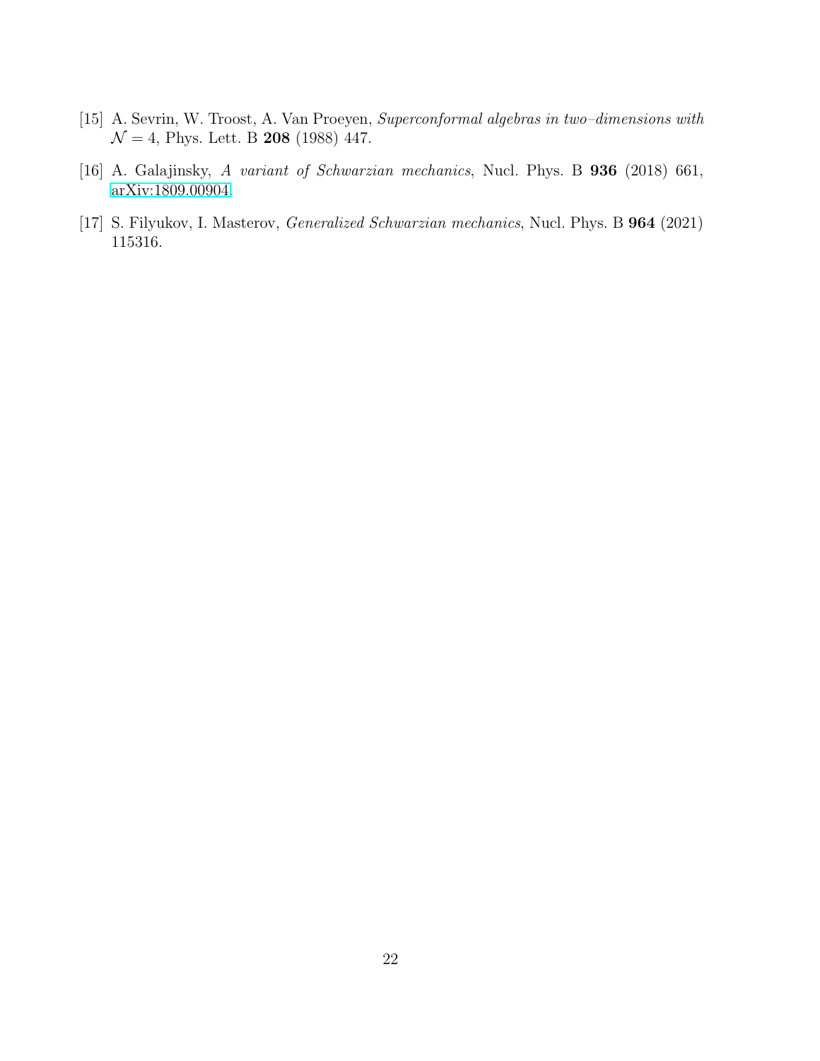[15] A. Sevrin, W. Troost, A. Van Proeyen, *Superconformal algebras in two–dimensions with* $\mathcal{N} = 4$, Phys. Lett. B **208** (1988) 447.

[16] A. Galajinsky, *A variant of Schwarzian mechanics*, Nucl. Phys. B **936** (2018) 661, arXiv:1809.00904.

[17] S. Filyukov, I. Masterov, *Generalized Schwarzian mechanics*, Nucl. Phys. B **964** (2021) 115316.